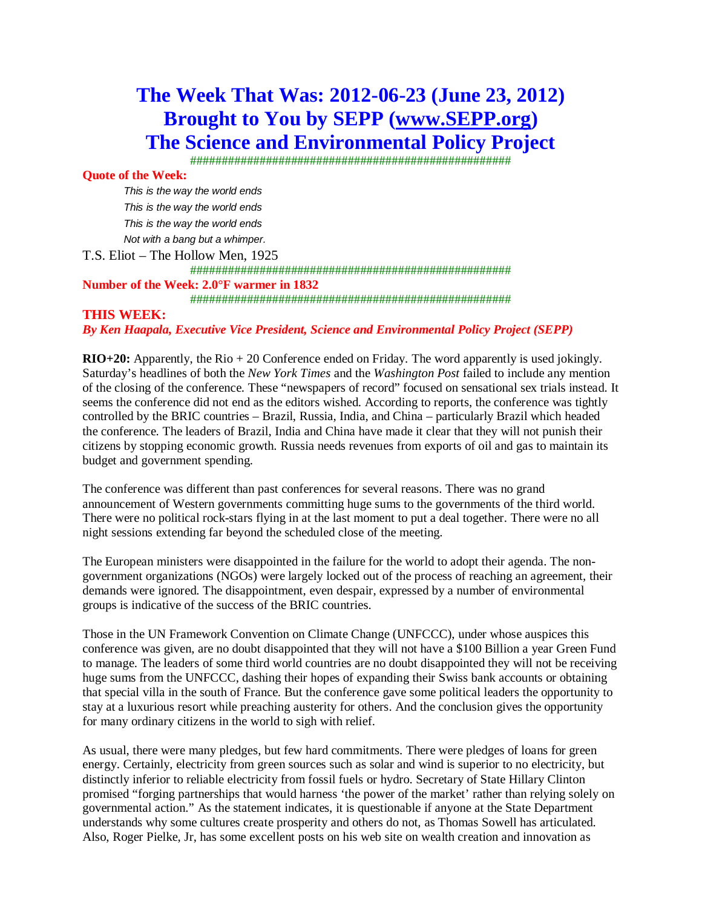# The Week That Was: 2012-06-23 (June 23, 2012)
# Brought to You by SEPP (www.SEPP.org)
# The Science and Environmental Policy Project

###################################################

**Quote of the Week:**

*This is the way the world ends*
*This is the way the world ends*
*This is the way the world ends*
*Not with a bang but a whimper.*

T.S. Eliot – The Hollow Men, 1925

###################################################

**Number of the Week: 2.0°F warmer in 1832**

###################################################

## THIS WEEK:

***By Ken Haapala, Executive Vice President, Science and Environmental Policy Project (SEPP)***

**RIO+20:** Apparently, the Rio + 20 Conference ended on Friday. The word apparently is used jokingly. Saturday's headlines of both the *New York Times* and the *Washington Post* failed to include any mention of the closing of the conference. These "newspapers of record" focused on sensational sex trials instead. It seems the conference did not end as the editors wished. According to reports, the conference was tightly controlled by the BRIC countries – Brazil, Russia, India, and China – particularly Brazil which headed the conference. The leaders of Brazil, India and China have made it clear that they will not punish their citizens by stopping economic growth. Russia needs revenues from exports of oil and gas to maintain its budget and government spending.

The conference was different than past conferences for several reasons. There was no grand announcement of Western governments committing huge sums to the governments of the third world. There were no political rock-stars flying in at the last moment to put a deal together. There were no all night sessions extending far beyond the scheduled close of the meeting.

The European ministers were disappointed in the failure for the world to adopt their agenda. The non-government organizations (NGOs) were largely locked out of the process of reaching an agreement, their demands were ignored. The disappointment, even despair, expressed by a number of environmental groups is indicative of the success of the BRIC countries.

Those in the UN Framework Convention on Climate Change (UNFCCC), under whose auspices this conference was given, are no doubt disappointed that they will not have a $100 Billion a year Green Fund to manage. The leaders of some third world countries are no doubt disappointed they will not be receiving huge sums from the UNFCCC, dashing their hopes of expanding their Swiss bank accounts or obtaining that special villa in the south of France. But the conference gave some political leaders the opportunity to stay at a luxurious resort while preaching austerity for others. And the conclusion gives the opportunity for many ordinary citizens in the world to sigh with relief.

As usual, there were many pledges, but few hard commitments. There were pledges of loans for green energy. Certainly, electricity from green sources such as solar and wind is superior to no electricity, but distinctly inferior to reliable electricity from fossil fuels or hydro. Secretary of State Hillary Clinton promised "forging partnerships that would harness 'the power of the market' rather than relying solely on governmental action." As the statement indicates, it is questionable if anyone at the State Department understands why some cultures create prosperity and others do not, as Thomas Sowell has articulated. Also, Roger Pielke, Jr, has some excellent posts on his web site on wealth creation and innovation as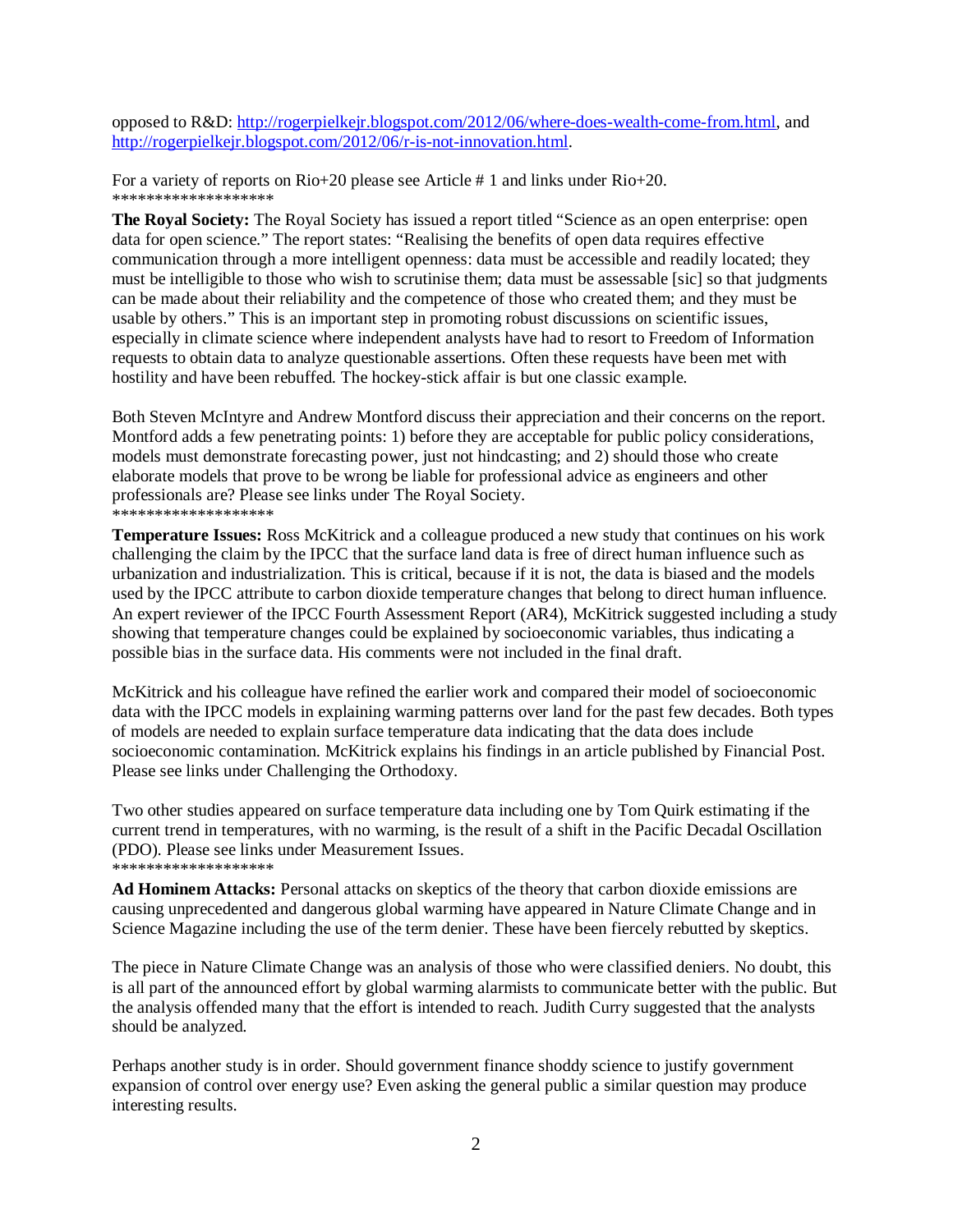opposed to R&D: http://rogerpielkejr.blogspot.com/2012/06/where-does-wealth-come-from.html, and http://rogerpielkejr.blogspot.com/2012/06/r-is-not-innovation.html.

For a variety of reports on Rio+20 please see Article # 1 and links under Rio+20.
*******************

**The Royal Society:** The Royal Society has issued a report titled "Science as an open enterprise: open data for open science." The report states: "Realising the benefits of open data requires effective communication through a more intelligent openness: data must be accessible and readily located; they must be intelligible to those who wish to scrutinise them; data must be assessable [sic] so that judgments can be made about their reliability and the competence of those who created them; and they must be usable by others." This is an important step in promoting robust discussions on scientific issues, especially in climate science where independent analysts have had to resort to Freedom of Information requests to obtain data to analyze questionable assertions. Often these requests have been met with hostility and have been rebuffed. The hockey-stick affair is but one classic example.

Both Steven McIntyre and Andrew Montford discuss their appreciation and their concerns on the report. Montford adds a few penetrating points: 1) before they are acceptable for public policy considerations, models must demonstrate forecasting power, just not hindcasting; and 2) should those who create elaborate models that prove to be wrong be liable for professional advice as engineers and other professionals are? Please see links under The Royal Society.
*******************

**Temperature Issues:** Ross McKitrick and a colleague produced a new study that continues on his work challenging the claim by the IPCC that the surface land data is free of direct human influence such as urbanization and industrialization. This is critical, because if it is not, the data is biased and the models used by the IPCC attribute to carbon dioxide temperature changes that belong to direct human influence. An expert reviewer of the IPCC Fourth Assessment Report (AR4), McKitrick suggested including a study showing that temperature changes could be explained by socioeconomic variables, thus indicating a possible bias in the surface data. His comments were not included in the final draft.

McKitrick and his colleague have refined the earlier work and compared their model of socioeconomic data with the IPCC models in explaining warming patterns over land for the past few decades. Both types of models are needed to explain surface temperature data indicating that the data does include socioeconomic contamination. McKitrick explains his findings in an article published by Financial Post. Please see links under Challenging the Orthodoxy.

Two other studies appeared on surface temperature data including one by Tom Quirk estimating if the current trend in temperatures, with no warming, is the result of a shift in the Pacific Decadal Oscillation (PDO). Please see links under Measurement Issues.
*******************

**Ad Hominem Attacks:** Personal attacks on skeptics of the theory that carbon dioxide emissions are causing unprecedented and dangerous global warming have appeared in Nature Climate Change and in Science Magazine including the use of the term denier. These have been fiercely rebutted by skeptics.

The piece in Nature Climate Change was an analysis of those who were classified deniers. No doubt, this is all part of the announced effort by global warming alarmists to communicate better with the public. But the analysis offended many that the effort is intended to reach. Judith Curry suggested that the analysts should be analyzed.

Perhaps another study is in order. Should government finance shoddy science to justify government expansion of control over energy use? Even asking the general public a similar question may produce interesting results.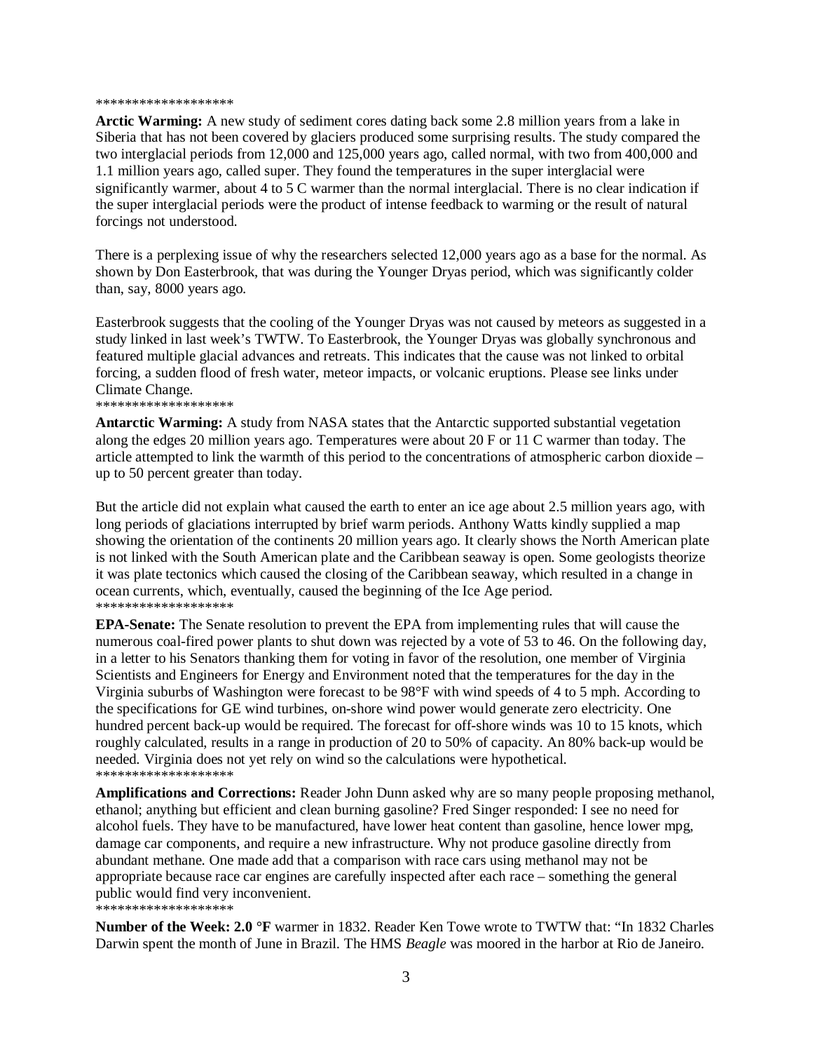*******************

**Arctic Warming:** A new study of sediment cores dating back some 2.8 million years from a lake in Siberia that has not been covered by glaciers produced some surprising results. The study compared the two interglacial periods from 12,000 and 125,000 years ago, called normal, with two from 400,000 and 1.1 million years ago, called super. They found the temperatures in the super interglacial were significantly warmer, about 4 to 5 C warmer than the normal interglacial. There is no clear indication if the super interglacial periods were the product of intense feedback to warming or the result of natural forcings not understood.

There is a perplexing issue of why the researchers selected 12,000 years ago as a base for the normal. As shown by Don Easterbrook, that was during the Younger Dryas period, which was significantly colder than, say, 8000 years ago.

Easterbrook suggests that the cooling of the Younger Dryas was not caused by meteors as suggested in a study linked in last week's TWTW. To Easterbrook, the Younger Dryas was globally synchronous and featured multiple glacial advances and retreats. This indicates that the cause was not linked to orbital forcing, a sudden flood of fresh water, meteor impacts, or volcanic eruptions. Please see links under Climate Change.

*******************

**Antarctic Warming:** A study from NASA states that the Antarctic supported substantial vegetation along the edges 20 million years ago. Temperatures were about 20 F or 11 C warmer than today. The article attempted to link the warmth of this period to the concentrations of atmospheric carbon dioxide – up to 50 percent greater than today.

But the article did not explain what caused the earth to enter an ice age about 2.5 million years ago, with long periods of glaciations interrupted by brief warm periods. Anthony Watts kindly supplied a map showing the orientation of the continents 20 million years ago. It clearly shows the North American plate is not linked with the South American plate and the Caribbean seaway is open. Some geologists theorize it was plate tectonics which caused the closing of the Caribbean seaway, which resulted in a change in ocean currents, which, eventually, caused the beginning of the Ice Age period.

*******************

**EPA-Senate:** The Senate resolution to prevent the EPA from implementing rules that will cause the numerous coal-fired power plants to shut down was rejected by a vote of 53 to 46. On the following day, in a letter to his Senators thanking them for voting in favor of the resolution, one member of Virginia Scientists and Engineers for Energy and Environment noted that the temperatures for the day in the Virginia suburbs of Washington were forecast to be 98°F with wind speeds of 4 to 5 mph. According to the specifications for GE wind turbines, on-shore wind power would generate zero electricity. One hundred percent back-up would be required. The forecast for off-shore winds was 10 to 15 knots, which roughly calculated, results in a range in production of 20 to 50% of capacity. An 80% back-up would be needed. Virginia does not yet rely on wind so the calculations were hypothetical.

*******************

**Amplifications and Corrections:** Reader John Dunn asked why are so many people proposing methanol, ethanol; anything but efficient and clean burning gasoline? Fred Singer responded: I see no need for alcohol fuels. They have to be manufactured, have lower heat content than gasoline, hence lower mpg, damage car components, and require a new infrastructure. Why not produce gasoline directly from abundant methane. One made add that a comparison with race cars using methanol may not be appropriate because race car engines are carefully inspected after each race – something the general public would find very inconvenient.

*******************

**Number of the Week: 2.0 °F** warmer in 1832. Reader Ken Towe wrote to TWTW that: "In 1832 Charles Darwin spent the month of June in Brazil. The HMS *Beagle* was moored in the harbor at Rio de Janeiro.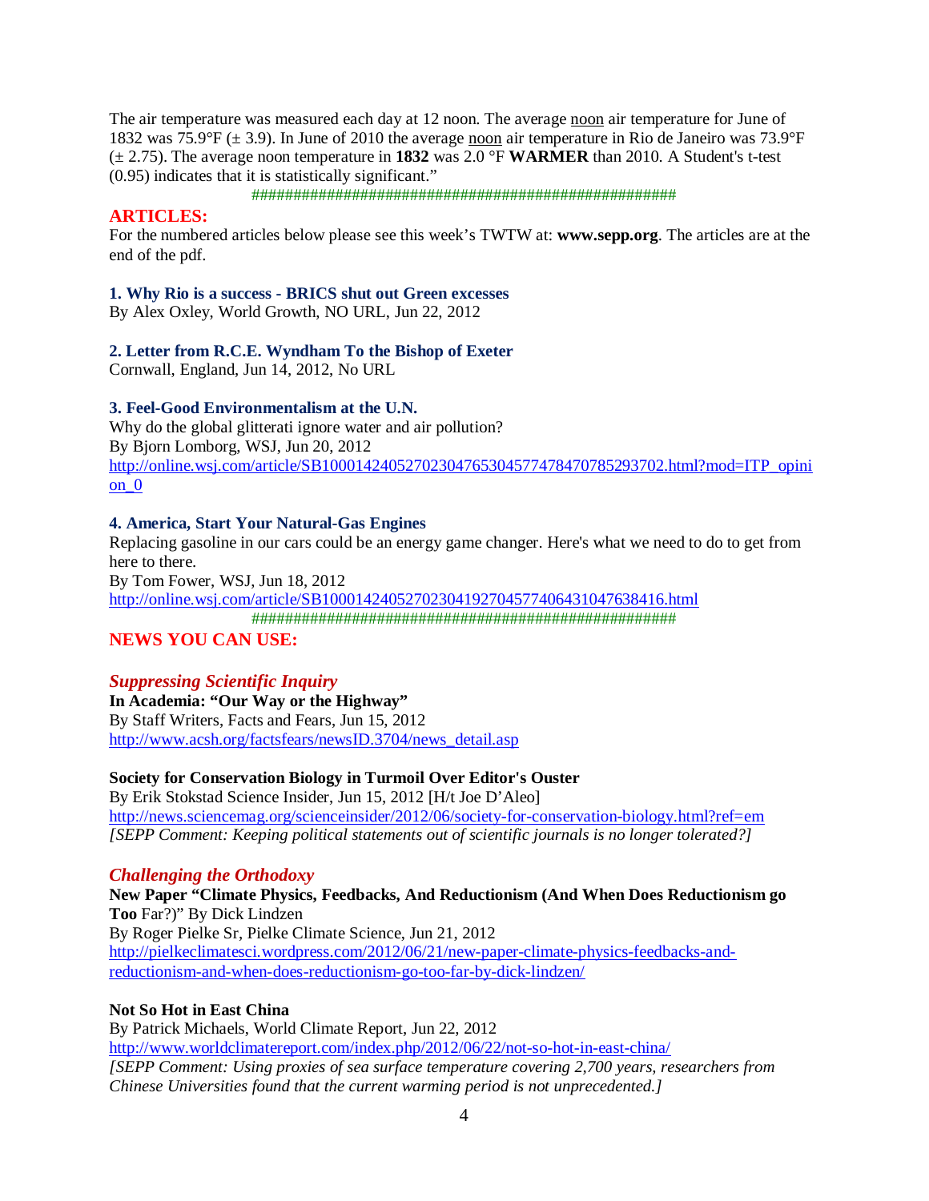The air temperature was measured each day at 12 noon. The average noon air temperature for June of 1832 was 75.9°F (± 3.9). In June of 2010 the average noon air temperature in Rio de Janeiro was 73.9°F (± 2.75). The average noon temperature in **1832** was 2.0 °F **WARMER** than 2010. A Student's t-test (0.95) indicates that it is statistically significant."

###################################################

## ARTICLES:

For the numbered articles below please see this week's TWTW at: **www.sepp.org**. The articles are at the end of the pdf.

**1. Why Rio is a success - BRICS shut out Green excesses**
By Alex Oxley, World Growth, NO URL, Jun 22, 2012

**2. Letter from R.C.E. Wyndham To the Bishop of Exeter**
Cornwall, England, Jun 14, 2012, No URL

**3. Feel-Good Environmentalism at the U.N.**
Why do the global glitterati ignore water and air pollution?
By Bjorn Lomborg, WSJ, Jun 20, 2012
http://online.wsj.com/article/SB10001424052702304765304577478470785293702.html?mod=ITP_opinion_0

**4. America, Start Your Natural-Gas Engines**
Replacing gasoline in our cars could be an energy game changer. Here's what we need to do to get from here to there.
By Tom Fower, WSJ, Jun 18, 2012
http://online.wsj.com/article/SB10001424052702304192704577406431047638416.html

###################################################

## NEWS YOU CAN USE:

### *Suppressing Scientific Inquiry*

**In Academia: "Our Way or the Highway"**
By Staff Writers, Facts and Fears, Jun 15, 2012
http://www.acsh.org/factsfears/newsID.3704/news_detail.asp

**Society for Conservation Biology in Turmoil Over Editor's Ouster**
By Erik Stokstad Science Insider, Jun 15, 2012 [H/t Joe D'Aleo]
http://news.sciencemag.org/scienceinsider/2012/06/society-for-conservation-biology.html?ref=em
*[SEPP Comment: Keeping political statements out of scientific journals is no longer tolerated?]*

### *Challenging the Orthodoxy*

**New Paper "Climate Physics, Feedbacks, And Reductionism (And When Does Reductionism go Too** Far?)" By Dick Lindzen
By Roger Pielke Sr, Pielke Climate Science, Jun 21, 2012
http://pielkeclimatesci.wordpress.com/2012/06/21/new-paper-climate-physics-feedbacks-and-reductionism-and-when-does-reductionism-go-too-far-by-dick-lindzen/

**Not So Hot in East China**
By Patrick Michaels, World Climate Report, Jun 22, 2012
http://www.worldclimatereport.com/index.php/2012/06/22/not-so-hot-in-east-china/
*[SEPP Comment: Using proxies of sea surface temperature covering 2,700 years, researchers from Chinese Universities found that the current warming period is not unprecedented.]*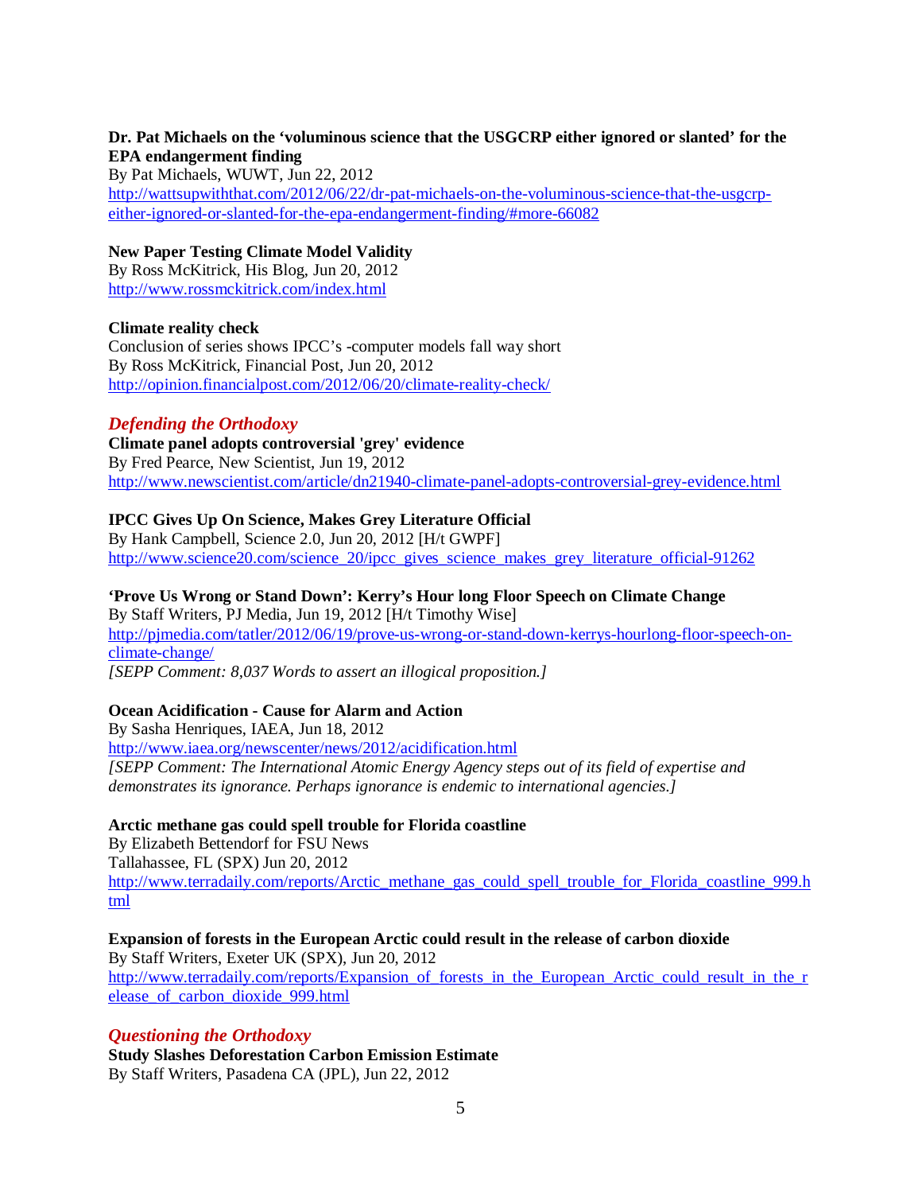**Dr. Pat Michaels on the 'voluminous science that the USGCRP either ignored or slanted' for the EPA endangerment finding**
By Pat Michaels, WUWT, Jun 22, 2012
http://wattsupwiththat.com/2012/06/22/dr-pat-michaels-on-the-voluminous-science-that-the-usgcrp-either-ignored-or-slanted-for-the-epa-endangerment-finding/#more-66082

**New Paper Testing Climate Model Validity**
By Ross McKitrick, His Blog, Jun 20, 2012
http://www.rossmckitrick.com/index.html

**Climate reality check**
Conclusion of series shows IPCC's -computer models fall way short
By Ross McKitrick, Financial Post, Jun 20, 2012
http://opinion.financialpost.com/2012/06/20/climate-reality-check/

## *Defending the Orthodoxy*

**Climate panel adopts controversial 'grey' evidence**
By Fred Pearce, New Scientist, Jun 19, 2012
http://www.newscientist.com/article/dn21940-climate-panel-adopts-controversial-grey-evidence.html

**IPCC Gives Up On Science, Makes Grey Literature Official**
By Hank Campbell, Science 2.0, Jun 20, 2012 [H/t GWPF]
http://www.science20.com/science_20/ipcc_gives_science_makes_grey_literature_official-91262

**'Prove Us Wrong or Stand Down': Kerry's Hour long Floor Speech on Climate Change**
By Staff Writers, PJ Media, Jun 19, 2012 [H/t Timothy Wise]
http://pjmedia.com/tatler/2012/06/19/prove-us-wrong-or-stand-down-kerrys-hourlong-floor-speech-on-climate-change/
*[SEPP Comment: 8,037 Words to assert an illogical proposition.]*

**Ocean Acidification - Cause for Alarm and Action**
By Sasha Henriques, IAEA, Jun 18, 2012
http://www.iaea.org/newscenter/news/2012/acidification.html
*[SEPP Comment: The International Atomic Energy Agency steps out of its field of expertise and demonstrates its ignorance. Perhaps ignorance is endemic to international agencies.]*

**Arctic methane gas could spell trouble for Florida coastline**
By Elizabeth Bettendorf for FSU News
Tallahassee, FL (SPX) Jun 20, 2012
http://www.terradaily.com/reports/Arctic_methane_gas_could_spell_trouble_for_Florida_coastline_999.html

**Expansion of forests in the European Arctic could result in the release of carbon dioxide**
By Staff Writers, Exeter UK (SPX), Jun 20, 2012
http://www.terradaily.com/reports/Expansion_of_forests_in_the_European_Arctic_could_result_in_the_release_of_carbon_dioxide_999.html

## *Questioning the Orthodoxy*

**Study Slashes Deforestation Carbon Emission Estimate**
By Staff Writers, Pasadena CA (JPL), Jun 22, 2012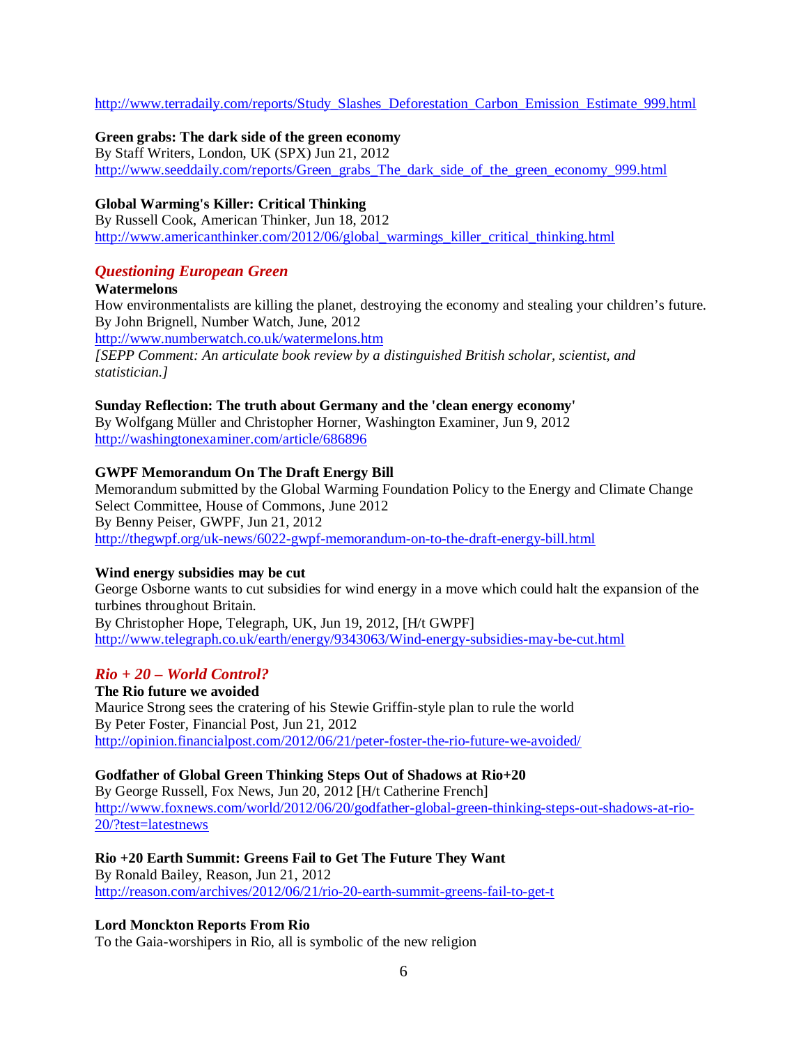http://www.terradaily.com/reports/Study_Slashes_Deforestation_Carbon_Emission_Estimate_999.html

**Green grabs: The dark side of the green economy**
By Staff Writers, London, UK (SPX) Jun 21, 2012
http://www.seeddaily.com/reports/Green_grabs_The_dark_side_of_the_green_economy_999.html

**Global Warming's Killer: Critical Thinking**
By Russell Cook, American Thinker, Jun 18, 2012
http://www.americanthinker.com/2012/06/global_warmings_killer_critical_thinking.html

### *Questioning European Green*

**Watermelons**
How environmentalists are killing the planet, destroying the economy and stealing your children's future.
By John Brignell, Number Watch, June, 2012
http://www.numberwatch.co.uk/watermelons.htm
*[SEPP Comment: An articulate book review by a distinguished British scholar, scientist, and statistician.]*

**Sunday Reflection: The truth about Germany and the 'clean energy economy'**
By Wolfgang Müller and Christopher Horner, Washington Examiner, Jun 9, 2012
http://washingtonexaminer.com/article/686896

**GWPF Memorandum On The Draft Energy Bill**
Memorandum submitted by the Global Warming Foundation Policy to the Energy and Climate Change Select Committee, House of Commons, June 2012
By Benny Peiser, GWPF, Jun 21, 2012
http://thegwpf.org/uk-news/6022-gwpf-memorandum-on-to-the-draft-energy-bill.html

**Wind energy subsidies may be cut**
George Osborne wants to cut subsidies for wind energy in a move which could halt the expansion of the turbines throughout Britain.
By Christopher Hope, Telegraph, UK, Jun 19, 2012, [H/t GWPF]
http://www.telegraph.co.uk/earth/energy/9343063/Wind-energy-subsidies-may-be-cut.html

### *Rio + 20 – World Control?*

**The Rio future we avoided**
Maurice Strong sees the cratering of his Stewie Griffin-style plan to rule the world
By Peter Foster, Financial Post, Jun 21, 2012
http://opinion.financialpost.com/2012/06/21/peter-foster-the-rio-future-we-avoided/

**Godfather of Global Green Thinking Steps Out of Shadows at Rio+20**
By George Russell, Fox News, Jun 20, 2012 [H/t Catherine French]
http://www.foxnews.com/world/2012/06/20/godfather-global-green-thinking-steps-out-shadows-at-rio-20/?test=latestnews

**Rio +20 Earth Summit: Greens Fail to Get The Future They Want**
By Ronald Bailey, Reason, Jun 21, 2012
http://reason.com/archives/2012/06/21/rio-20-earth-summit-greens-fail-to-get-t

**Lord Monckton Reports From Rio**
To the Gaia-worshipers in Rio, all is symbolic of the new religion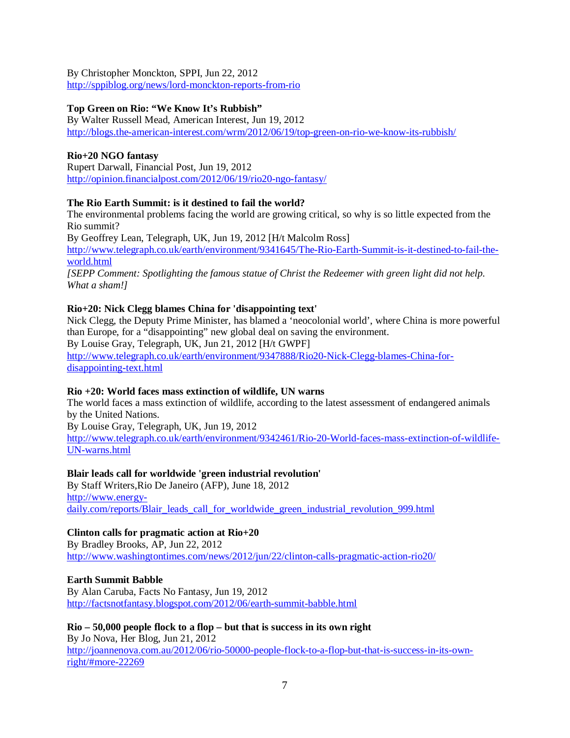By Christopher Monckton, SPPI, Jun 22, 2012
http://sppiblog.org/news/lord-monckton-reports-from-rio

**Top Green on Rio: "We Know It's Rubbish"**
By Walter Russell Mead, American Interest, Jun 19, 2012
http://blogs.the-american-interest.com/wrm/2012/06/19/top-green-on-rio-we-know-its-rubbish/

**Rio+20 NGO fantasy**
Rupert Darwall, Financial Post, Jun 19, 2012
http://opinion.financialpost.com/2012/06/19/rio20-ngo-fantasy/

**The Rio Earth Summit: is it destined to fail the world?**
The environmental problems facing the world are growing critical, so why is so little expected from the Rio summit?
By Geoffrey Lean, Telegraph, UK, Jun 19, 2012 [H/t Malcolm Ross]
http://www.telegraph.co.uk/earth/environment/9341645/The-Rio-Earth-Summit-is-it-destined-to-fail-the-world.html
*[SEPP Comment: Spotlighting the famous statue of Christ the Redeemer with green light did not help. What a sham!]*

**Rio+20: Nick Clegg blames China for 'disappointing text'**
Nick Clegg, the Deputy Prime Minister, has blamed a 'neocolonial world', where China is more powerful than Europe, for a "disappointing" new global deal on saving the environment.
By Louise Gray, Telegraph, UK, Jun 21, 2012 [H/t GWPF]
http://www.telegraph.co.uk/earth/environment/9347888/Rio20-Nick-Clegg-blames-China-for-disappointing-text.html

**Rio +20: World faces mass extinction of wildlife, UN warns**
The world faces a mass extinction of wildlife, according to the latest assessment of endangered animals by the United Nations.
By Louise Gray, Telegraph, UK, Jun 19, 2012
http://www.telegraph.co.uk/earth/environment/9342461/Rio-20-World-faces-mass-extinction-of-wildlife-UN-warns.html

**Blair leads call for worldwide 'green industrial revolution'**
By Staff Writers,Rio De Janeiro (AFP), June 18, 2012
http://www.energy-daily.com/reports/Blair_leads_call_for_worldwide_green_industrial_revolution_999.html

**Clinton calls for pragmatic action at Rio+20**
By Bradley Brooks, AP, Jun 22, 2012
http://www.washingtontimes.com/news/2012/jun/22/clinton-calls-pragmatic-action-rio20/

**Earth Summit Babble**
By Alan Caruba, Facts No Fantasy, Jun 19, 2012
http://factsnotfantasy.blogspot.com/2012/06/earth-summit-babble.html

**Rio – 50,000 people flock to a flop – but that is success in its own right**
By Jo Nova, Her Blog, Jun 21, 2012
http://joannenova.com.au/2012/06/rio-50000-people-flock-to-a-flop-but-that-is-success-in-its-own-right/#more-22269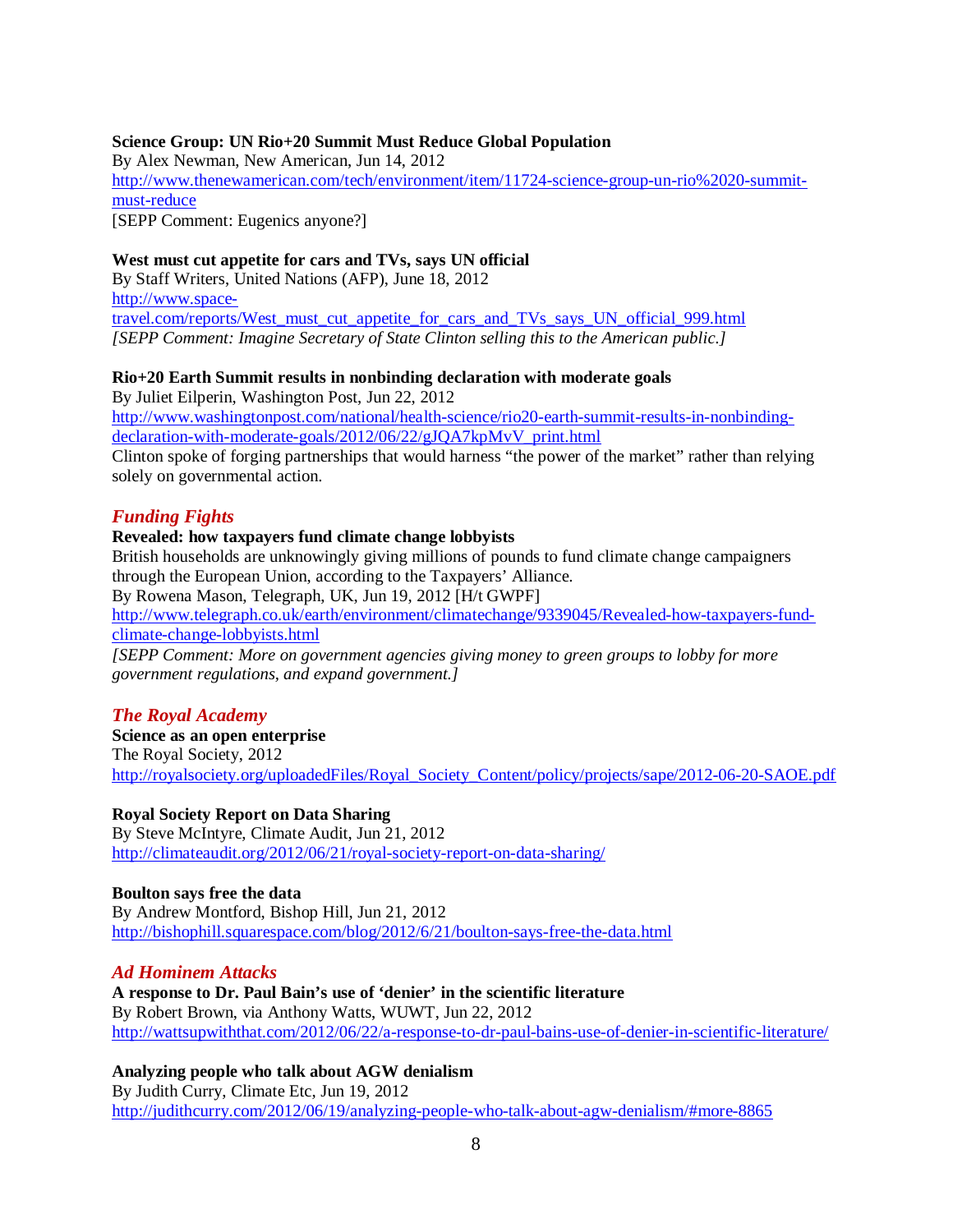**Science Group: UN Rio+20 Summit Must Reduce Global Population**
By Alex Newman, New American, Jun 14, 2012
http://www.thenewamerican.com/tech/environment/item/11724-science-group-un-rio%2020-summit-must-reduce
[SEPP Comment: Eugenics anyone?]

**West must cut appetite for cars and TVs, says UN official**
By Staff Writers, United Nations (AFP), June 18, 2012
http://www.space-travel.com/reports/West_must_cut_appetite_for_cars_and_TVs_says_UN_official_999.html
*[SEPP Comment: Imagine Secretary of State Clinton selling this to the American public.]*

**Rio+20 Earth Summit results in nonbinding declaration with moderate goals**
By Juliet Eilperin, Washington Post, Jun 22, 2012
http://www.washingtonpost.com/national/health-science/rio20-earth-summit-results-in-nonbinding-declaration-with-moderate-goals/2012/06/22/gJQA7kpMvV_print.html
Clinton spoke of forging partnerships that would harness "the power of the market" rather than relying solely on governmental action.

## *Funding Fights*

**Revealed: how taxpayers fund climate change lobbyists**
British households are unknowingly giving millions of pounds to fund climate change campaigners through the European Union, according to the Taxpayers' Alliance.
By Rowena Mason, Telegraph, UK, Jun 19, 2012 [H/t GWPF]
http://www.telegraph.co.uk/earth/environment/climatechange/9339045/Revealed-how-taxpayers-fund-climate-change-lobbyists.html
*[SEPP Comment: More on government agencies giving money to green groups to lobby for more government regulations, and expand government.]*

## *The Royal Academy*

**Science as an open enterprise**
The Royal Society, 2012
http://royalsociety.org/uploadedFiles/Royal_Society_Content/policy/projects/sape/2012-06-20-SAOE.pdf

**Royal Society Report on Data Sharing**
By Steve McIntyre, Climate Audit, Jun 21, 2012
http://climateaudit.org/2012/06/21/royal-society-report-on-data-sharing/

**Boulton says free the data**
By Andrew Montford, Bishop Hill, Jun 21, 2012
http://bishophill.squarespace.com/blog/2012/6/21/boulton-says-free-the-data.html

## *Ad Hominem Attacks*

**A response to Dr. Paul Bain's use of 'denier' in the scientific literature**
By Robert Brown, via Anthony Watts, WUWT, Jun 22, 2012
http://wattsupwiththat.com/2012/06/22/a-response-to-dr-paul-bains-use-of-denier-in-scientific-literature/

**Analyzing people who talk about AGW denialism**
By Judith Curry, Climate Etc, Jun 19, 2012
http://judithcurry.com/2012/06/19/analyzing-people-who-talk-about-agw-denialism/#more-8865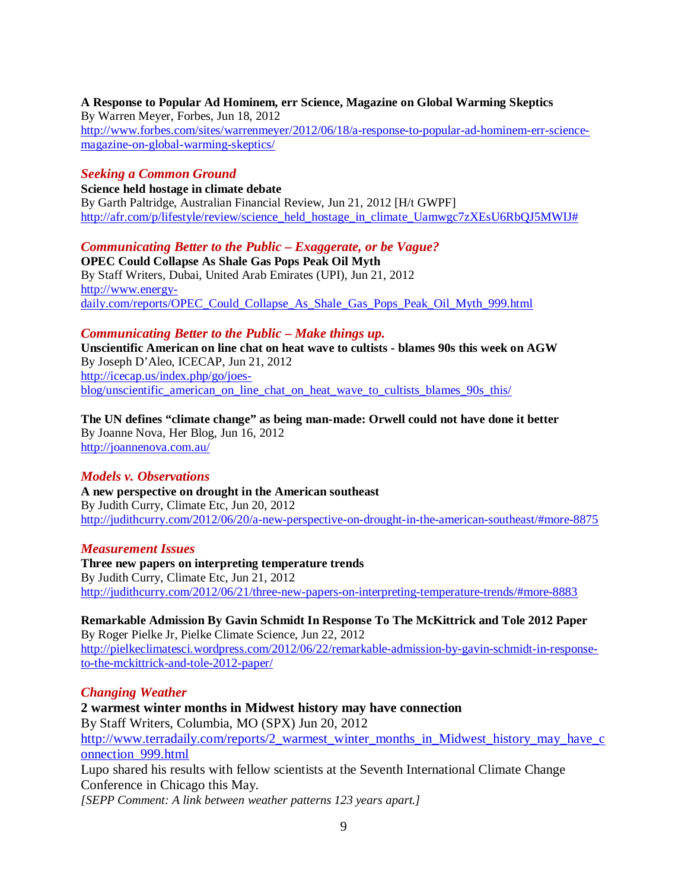**A Response to Popular Ad Hominem, err Science, Magazine on Global Warming Skeptics**
By Warren Meyer, Forbes, Jun 18, 2012
http://www.forbes.com/sites/warrenmeyer/2012/06/18/a-response-to-popular-ad-hominem-err-science-magazine-on-global-warming-skeptics/

### *Seeking a Common Ground*

**Science held hostage in climate debate**
By Garth Paltridge, Australian Financial Review, Jun 21, 2012 [H/t GWPF]
http://afr.com/p/lifestyle/review/science_held_hostage_in_climate_Uamwgc7zXEsU6RbQJ5MWIJ#

### *Communicating Better to the Public – Exaggerate, or be Vague?*

**OPEC Could Collapse As Shale Gas Pops Peak Oil Myth**
By Staff Writers, Dubai, United Arab Emirates (UPI), Jun 21, 2012
http://www.energy-daily.com/reports/OPEC_Could_Collapse_As_Shale_Gas_Pops_Peak_Oil_Myth_999.html

### *Communicating Better to the Public – Make things up.*

**Unscientific American on line chat on heat wave to cultists - blames 90s this week on AGW**
By Joseph D'Aleo, ICECAP, Jun 21, 2012
http://icecap.us/index.php/go/joes-blog/unscientific_american_on_line_chat_on_heat_wave_to_cultists_blames_90s_this/

**The UN defines "climate change" as being man-made: Orwell could not have done it better**
By Joanne Nova, Her Blog, Jun 16, 2012
http://joannenova.com.au/

### *Models v. Observations*

**A new perspective on drought in the American southeast**
By Judith Curry, Climate Etc, Jun 20, 2012
http://judithcurry.com/2012/06/20/a-new-perspective-on-drought-in-the-american-southeast/#more-8875

### *Measurement Issues*

**Three new papers on interpreting temperature trends**
By Judith Curry, Climate Etc, Jun 21, 2012
http://judithcurry.com/2012/06/21/three-new-papers-on-interpreting-temperature-trends/#more-8883

**Remarkable Admission By Gavin Schmidt In Response To The McKittrick and Tole 2012 Paper**
By Roger Pielke Jr, Pielke Climate Science, Jun 22, 2012
http://pielkeclimatesci.wordpress.com/2012/06/22/remarkable-admission-by-gavin-schmidt-in-response-to-the-mckittrick-and-tole-2012-paper/

### *Changing Weather*

**2 warmest winter months in Midwest history may have connection**
By Staff Writers, Columbia, MO (SPX) Jun 20, 2012
http://www.terradaily.com/reports/2_warmest_winter_months_in_Midwest_history_may_have_connection_999.html
Lupo shared his results with fellow scientists at the Seventh International Climate Change Conference in Chicago this May.
*[SEPP Comment: A link between weather patterns 123 years apart.]*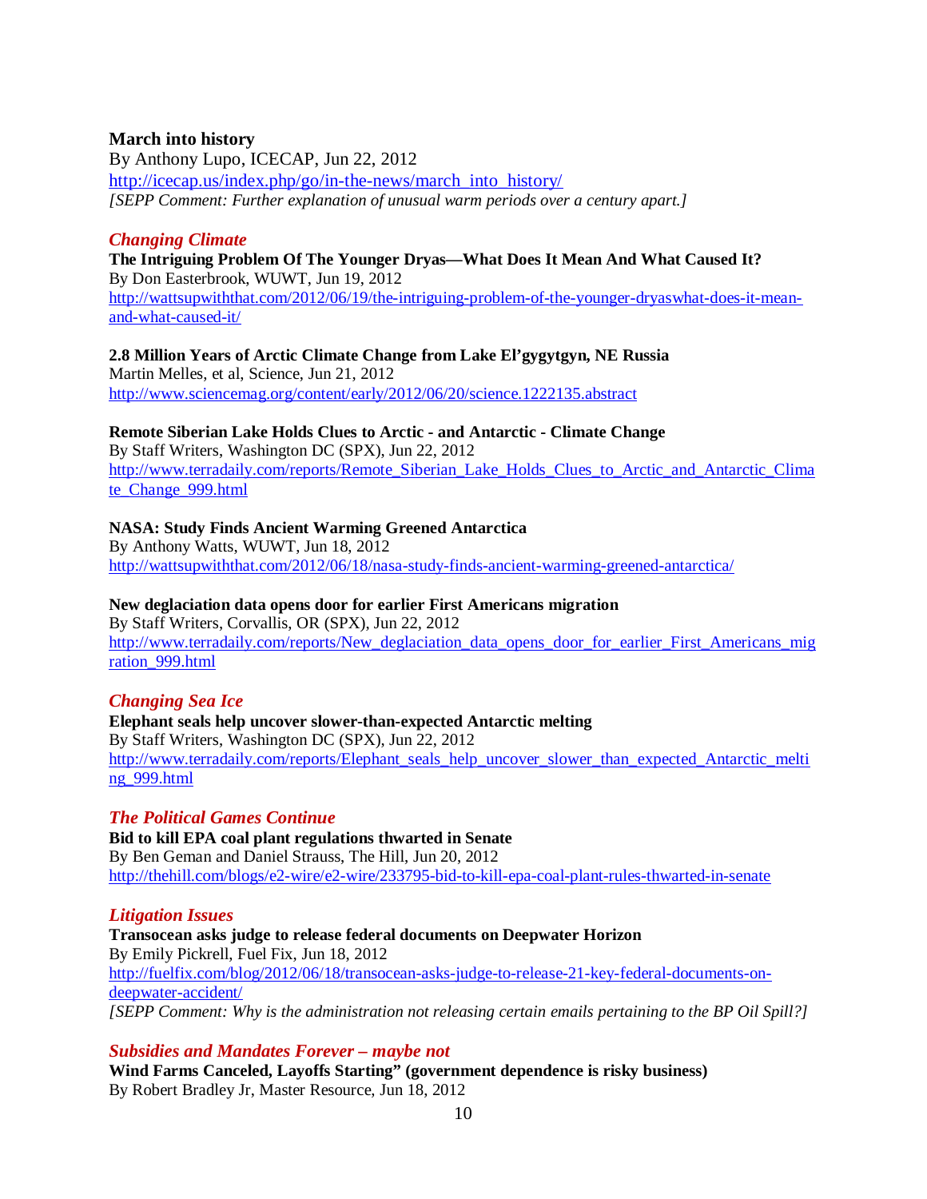**March into history**
By Anthony Lupo, ICECAP, Jun 22, 2012
http://icecap.us/index.php/go/in-the-news/march_into_history/
*[SEPP Comment: Further explanation of unusual warm periods over a century apart.]*

### *Changing Climate*

**The Intriguing Problem Of The Younger Dryas—What Does It Mean And What Caused It?**
By Don Easterbrook, WUWT, Jun 19, 2012
http://wattsupwiththat.com/2012/06/19/the-intriguing-problem-of-the-younger-dryaswhat-does-it-mean-and-what-caused-it/

**2.8 Million Years of Arctic Climate Change from Lake El'gygytgyn, NE Russia**
Martin Melles, et al, Science, Jun 21, 2012
http://www.sciencemag.org/content/early/2012/06/20/science.1222135.abstract

**Remote Siberian Lake Holds Clues to Arctic - and Antarctic - Climate Change**
By Staff Writers, Washington DC (SPX), Jun 22, 2012
http://www.terradaily.com/reports/Remote_Siberian_Lake_Holds_Clues_to_Arctic_and_Antarctic_Climate_Change_999.html

**NASA: Study Finds Ancient Warming Greened Antarctica**
By Anthony Watts, WUWT, Jun 18, 2012
http://wattsupwiththat.com/2012/06/18/nasa-study-finds-ancient-warming-greened-antarctica/

**New deglaciation data opens door for earlier First Americans migration**
By Staff Writers, Corvallis, OR (SPX), Jun 22, 2012
http://www.terradaily.com/reports/New_deglaciation_data_opens_door_for_earlier_First_Americans_migration_999.html

### *Changing Sea Ice*

**Elephant seals help uncover slower-than-expected Antarctic melting**
By Staff Writers, Washington DC (SPX), Jun 22, 2012
http://www.terradaily.com/reports/Elephant_seals_help_uncover_slower_than_expected_Antarctic_melting_999.html

### *The Political Games Continue*

**Bid to kill EPA coal plant regulations thwarted in Senate**
By Ben Geman and Daniel Strauss, The Hill, Jun 20, 2012
http://thehill.com/blogs/e2-wire/e2-wire/233795-bid-to-kill-epa-coal-plant-rules-thwarted-in-senate

### *Litigation Issues*

**Transocean asks judge to release federal documents on Deepwater Horizon**
By Emily Pickrell, Fuel Fix, Jun 18, 2012
http://fuelfix.com/blog/2012/06/18/transocean-asks-judge-to-release-21-key-federal-documents-on-deepwater-accident/
*[SEPP Comment: Why is the administration not releasing certain emails pertaining to the BP Oil Spill?]*

### *Subsidies and Mandates Forever – maybe not*

**Wind Farms Canceled, Layoffs Starting" (government dependence is risky business)**
By Robert Bradley Jr, Master Resource, Jun 18, 2012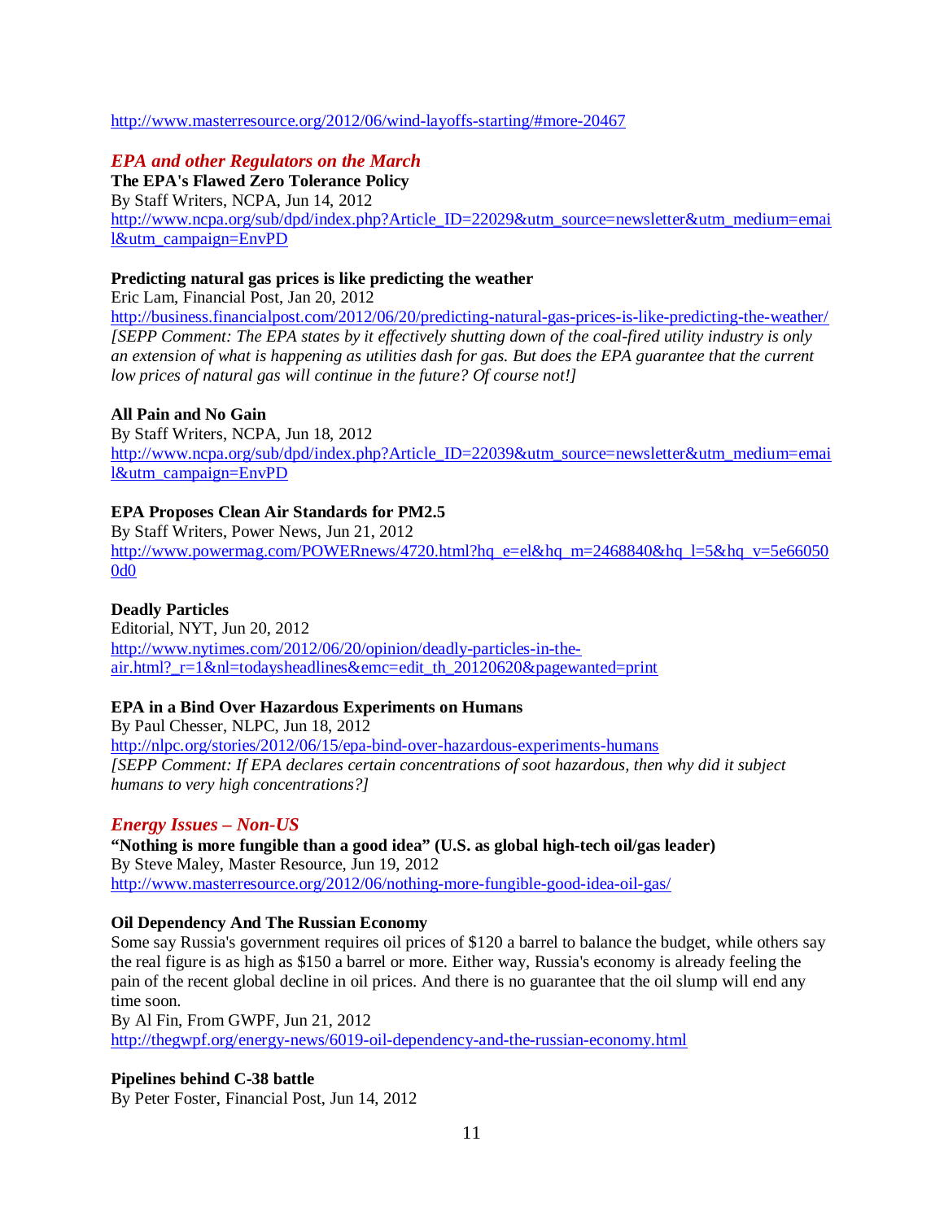http://www.masterresource.org/2012/06/wind-layoffs-starting/#more-20467

## *EPA and other Regulators on the March*

**The EPA's Flawed Zero Tolerance Policy**
By Staff Writers, NCPA, Jun 14, 2012
http://www.ncpa.org/sub/dpd/index.php?Article_ID=22029&utm_source=newsletter&utm_medium=email&utm_campaign=EnvPD

**Predicting natural gas prices is like predicting the weather**
Eric Lam, Financial Post, Jan 20, 2012
http://business.financialpost.com/2012/06/20/predicting-natural-gas-prices-is-like-predicting-the-weather/
*[SEPP Comment: The EPA states by it effectively shutting down of the coal-fired utility industry is only an extension of what is happening as utilities dash for gas. But does the EPA guarantee that the current low prices of natural gas will continue in the future? Of course not!]*

**All Pain and No Gain**
By Staff Writers, NCPA, Jun 18, 2012
http://www.ncpa.org/sub/dpd/index.php?Article_ID=22039&utm_source=newsletter&utm_medium=email&utm_campaign=EnvPD

**EPA Proposes Clean Air Standards for PM2.5**
By Staff Writers, Power News, Jun 21, 2012
http://www.powermag.com/POWERnews/4720.html?hq_e=el&hq_m=2468840&hq_l=5&hq_v=5e660500d0

**Deadly Particles**
Editorial, NYT, Jun 20, 2012
http://www.nytimes.com/2012/06/20/opinion/deadly-particles-in-the-air.html?_r=1&nl=todaysheadlines&emc=edit_th_20120620&pagewanted=print

**EPA in a Bind Over Hazardous Experiments on Humans**
By Paul Chesser, NLPC, Jun 18, 2012
http://nlpc.org/stories/2012/06/15/epa-bind-over-hazardous-experiments-humans
*[SEPP Comment: If EPA declares certain concentrations of soot hazardous, then why did it subject humans to very high concentrations?]*

## *Energy Issues – Non-US*

**"Nothing is more fungible than a good idea" (U.S. as global high-tech oil/gas leader)**
By Steve Maley, Master Resource, Jun 19, 2012
http://www.masterresource.org/2012/06/nothing-more-fungible-good-idea-oil-gas/

**Oil Dependency And The Russian Economy**
Some say Russia's government requires oil prices of $120 a barrel to balance the budget, while others say the real figure is as high as $150 a barrel or more. Either way, Russia's economy is already feeling the pain of the recent global decline in oil prices. And there is no guarantee that the oil slump will end any time soon.
By Al Fin, From GWPF, Jun 21, 2012
http://thegwpf.org/energy-news/6019-oil-dependency-and-the-russian-economy.html

**Pipelines behind C-38 battle**
By Peter Foster, Financial Post, Jun 14, 2012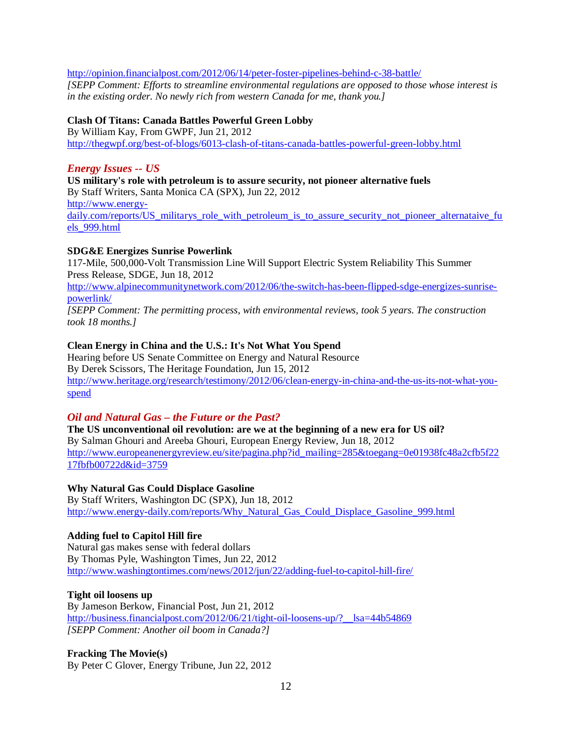http://opinion.financialpost.com/2012/06/14/peter-foster-pipelines-behind-c-38-battle/

*[SEPP Comment: Efforts to streamline environmental regulations are opposed to those whose interest is in the existing order. No newly rich from western Canada for me, thank you.]*

**Clash Of Titans: Canada Battles Powerful Green Lobby**
By William Kay, From GWPF, Jun 21, 2012
http://thegwpf.org/best-of-blogs/6013-clash-of-titans-canada-battles-powerful-green-lobby.html

## *Energy Issues -- US*

**US military's role with petroleum is to assure security, not pioneer alternative fuels**
By Staff Writers, Santa Monica CA (SPX), Jun 22, 2012
http://www.energy-daily.com/reports/US_militarys_role_with_petroleum_is_to_assure_security_not_pioneer_alternataive_fuels_999.html

**SDG&E Energizes Sunrise Powerlink**
117-Mile, 500,000-Volt Transmission Line Will Support Electric System Reliability This Summer
Press Release, SDGE, Jun 18, 2012
http://www.alpinecommunitynetwork.com/2012/06/the-switch-has-been-flipped-sdge-energizes-sunrise-powerlink/
*[SEPP Comment: The permitting process, with environmental reviews, took 5 years. The construction took 18 months.]*

**Clean Energy in China and the U.S.: It's Not What You Spend**
Hearing before US Senate Committee on Energy and Natural Resource
By Derek Scissors, The Heritage Foundation, Jun 15, 2012
http://www.heritage.org/research/testimony/2012/06/clean-energy-in-china-and-the-us-its-not-what-you-spend

## *Oil and Natural Gas – the Future or the Past?*

**The US unconventional oil revolution: are we at the beginning of a new era for US oil?**
By Salman Ghouri and Areeba Ghouri, European Energy Review, Jun 18, 2012
http://www.europeanenergyreview.eu/site/pagina.php?id_mailing=285&toegang=0e01938fc48a2cfb5f2217fbfb00722d&id=3759

**Why Natural Gas Could Displace Gasoline**
By Staff Writers, Washington DC (SPX), Jun 18, 2012
http://www.energy-daily.com/reports/Why_Natural_Gas_Could_Displace_Gasoline_999.html

**Adding fuel to Capitol Hill fire**
Natural gas makes sense with federal dollars
By Thomas Pyle, Washington Times, Jun 22, 2012
http://www.washingtontimes.com/news/2012/jun/22/adding-fuel-to-capitol-hill-fire/

**Tight oil loosens up**
By Jameson Berkow, Financial Post, Jun 21, 2012
http://business.financialpost.com/2012/06/21/tight-oil-loosens-up/?__lsa=44b54869
*[SEPP Comment: Another oil boom in Canada?]*

**Fracking The Movie(s)**
By Peter C Glover, Energy Tribune, Jun 22, 2012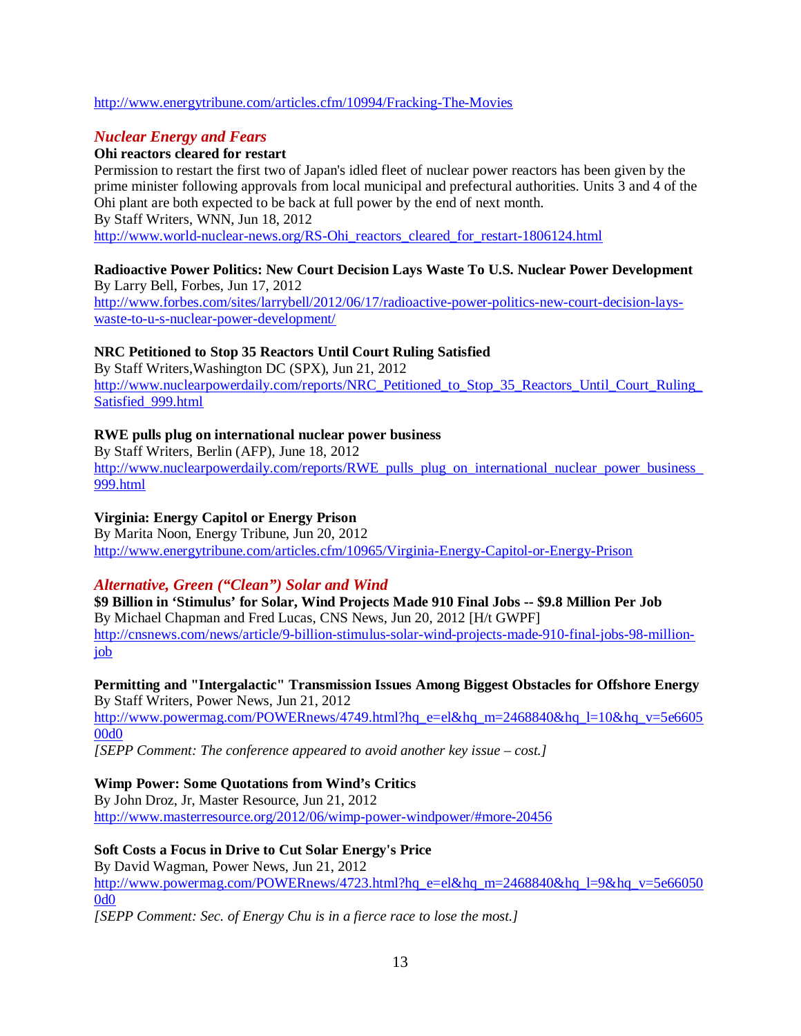http://www.energytribune.com/articles.cfm/10994/Fracking-The-Movies

## *Nuclear Energy and Fears*

**Ohi reactors cleared for restart**

Permission to restart the first two of Japan's idled fleet of nuclear power reactors has been given by the prime minister following approvals from local municipal and prefectural authorities. Units 3 and 4 of the Ohi plant are both expected to be back at full power by the end of next month.
By Staff Writers, WNN, Jun 18, 2012
http://www.world-nuclear-news.org/RS-Ohi_reactors_cleared_for_restart-1806124.html

**Radioactive Power Politics: New Court Decision Lays Waste To U.S. Nuclear Power Development**
By Larry Bell, Forbes, Jun 17, 2012
http://www.forbes.com/sites/larrybell/2012/06/17/radioactive-power-politics-new-court-decision-lays-waste-to-u-s-nuclear-power-development/

**NRC Petitioned to Stop 35 Reactors Until Court Ruling Satisfied**
By Staff Writers,Washington DC (SPX), Jun 21, 2012
http://www.nuclearpowerdaily.com/reports/NRC_Petitioned_to_Stop_35_Reactors_Until_Court_Ruling_Satisfied_999.html

**RWE pulls plug on international nuclear power business**
By Staff Writers, Berlin (AFP), June 18, 2012
http://www.nuclearpowerdaily.com/reports/RWE_pulls_plug_on_international_nuclear_power_business_999.html

**Virginia: Energy Capitol or Energy Prison**
By Marita Noon, Energy Tribune, Jun 20, 2012
http://www.energytribune.com/articles.cfm/10965/Virginia-Energy-Capitol-or-Energy-Prison

## *Alternative, Green ("Clean") Solar and Wind*

**$9 Billion in 'Stimulus' for Solar, Wind Projects Made 910 Final Jobs -- $9.8 Million Per Job**
By Michael Chapman and Fred Lucas, CNS News, Jun 20, 2012 [H/t GWPF]
http://cnsnews.com/news/article/9-billion-stimulus-solar-wind-projects-made-910-final-jobs-98-million-job

**Permitting and "Intergalactic" Transmission Issues Among Biggest Obstacles for Offshore Energy**
By Staff Writers, Power News, Jun 21, 2012
http://www.powermag.com/POWERnews/4749.html?hq_e=el&hq_m=2468840&hq_l=10&hq_v=5e660500d0
*[SEPP Comment: The conference appeared to avoid another key issue – cost.]*

**Wimp Power: Some Quotations from Wind's Critics**
By John Droz, Jr, Master Resource, Jun 21, 2012
http://www.masterresource.org/2012/06/wimp-power-windpower/#more-20456

**Soft Costs a Focus in Drive to Cut Solar Energy's Price**
By David Wagman, Power News, Jun 21, 2012
http://www.powermag.com/POWERnews/4723.html?hq_e=el&hq_m=2468840&hq_l=9&hq_v=5e660500d0
*[SEPP Comment: Sec. of Energy Chu is in a fierce race to lose the most.]*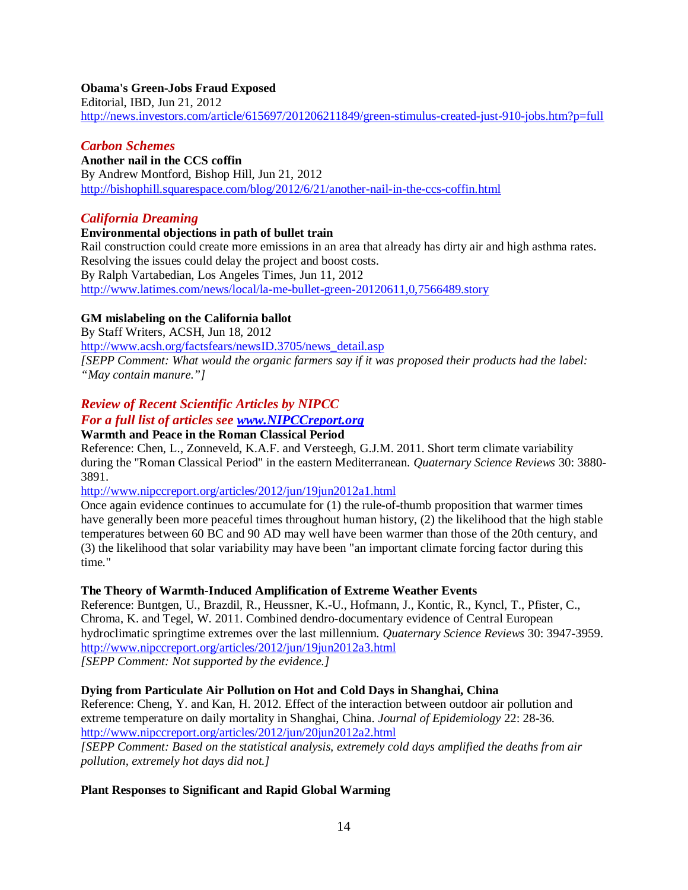**Obama's Green-Jobs Fraud Exposed**
Editorial, IBD, Jun 21, 2012
http://news.investors.com/article/615697/201206211849/green-stimulus-created-just-910-jobs.htm?p=full

## *Carbon Schemes*

**Another nail in the CCS coffin**
By Andrew Montford, Bishop Hill, Jun 21, 2012
http://bishophill.squarespace.com/blog/2012/6/21/another-nail-in-the-ccs-coffin.html

## *California Dreaming*

**Environmental objections in path of bullet train**
Rail construction could create more emissions in an area that already has dirty air and high asthma rates. Resolving the issues could delay the project and boost costs.
By Ralph Vartabedian, Los Angeles Times, Jun 11, 2012
http://www.latimes.com/news/local/la-me-bullet-green-20120611,0,7566489.story

**GM mislabeling on the California ballot**
By Staff Writers, ACSH, Jun 18, 2012
http://www.acsh.org/factsfears/newsID.3705/news_detail.asp
*[SEPP Comment: What would the organic farmers say if it was proposed their products had the label: "May contain manure."]*

## *Review of Recent Scientific Articles by NIPCC*
## *For a full list of articles see www.NIPCCreport.org*

**Warmth and Peace in the Roman Classical Period**
Reference: Chen, L., Zonneveld, K.A.F. and Versteegh, G.J.M. 2011. Short term climate variability during the "Roman Classical Period" in the eastern Mediterranean. *Quaternary Science Reviews* 30: 3880-3891.
http://www.nipccreport.org/articles/2012/jun/19jun2012a1.html
Once again evidence continues to accumulate for (1) the rule-of-thumb proposition that warmer times have generally been more peaceful times throughout human history, (2) the likelihood that the high stable temperatures between 60 BC and 90 AD may well have been warmer than those of the 20th century, and (3) the likelihood that solar variability may have been "an important climate forcing factor during this time."

**The Theory of Warmth-Induced Amplification of Extreme Weather Events**
Reference: Buntgen, U., Brazdil, R., Heussner, K.-U., Hofmann, J., Kontic, R., Kyncl, T., Pfister, C., Chroma, K. and Tegel, W. 2011. Combined dendro-documentary evidence of Central European hydroclimatic springtime extremes over the last millennium. *Quaternary Science Reviews* 30: 3947-3959.
http://www.nipccreport.org/articles/2012/jun/19jun2012a3.html
*[SEPP Comment: Not supported by the evidence.]*

**Dying from Particulate Air Pollution on Hot and Cold Days in Shanghai, China**
Reference: Cheng, Y. and Kan, H. 2012. Effect of the interaction between outdoor air pollution and extreme temperature on daily mortality in Shanghai, China. *Journal of Epidemiology* 22: 28-36.
http://www.nipccreport.org/articles/2012/jun/20jun2012a2.html
*[SEPP Comment: Based on the statistical analysis, extremely cold days amplified the deaths from air pollution, extremely hot days did not.]*

**Plant Responses to Significant and Rapid Global Warming**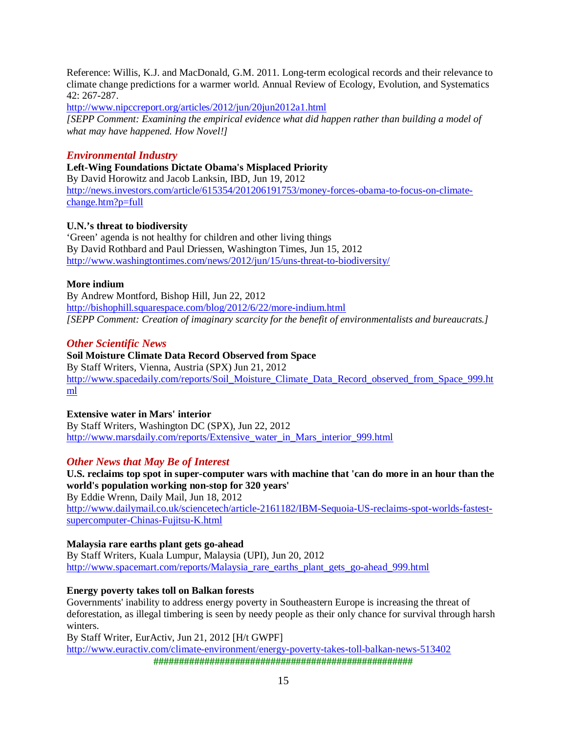Reference: Willis, K.J. and MacDonald, G.M. 2011. Long-term ecological records and their relevance to climate change predictions for a warmer world. Annual Review of Ecology, Evolution, and Systematics 42: 267-287.
http://www.nipccreport.org/articles/2012/jun/20jun2012a1.html
*[SEPP Comment: Examining the empirical evidence what did happen rather than building a model of what may have happened. How Novel!]*

## *Environmental Industry*

**Left-Wing Foundations Dictate Obama's Misplaced Priority**
By David Horowitz and Jacob Lanksin, IBD, Jun 19, 2012
http://news.investors.com/article/615354/201206191753/money-forces-obama-to-focus-on-climate-change.htm?p=full

**U.N.'s threat to biodiversity**
'Green' agenda is not healthy for children and other living things
By David Rothbard and Paul Driessen, Washington Times, Jun 15, 2012
http://www.washingtontimes.com/news/2012/jun/15/uns-threat-to-biodiversity/

**More indium**
By Andrew Montford, Bishop Hill, Jun 22, 2012
http://bishophill.squarespace.com/blog/2012/6/22/more-indium.html
*[SEPP Comment: Creation of imaginary scarcity for the benefit of environmentalists and bureaucrats.]*

## *Other Scientific News*

**Soil Moisture Climate Data Record Observed from Space**
By Staff Writers, Vienna, Austria (SPX) Jun 21, 2012
http://www.spacedaily.com/reports/Soil_Moisture_Climate_Data_Record_observed_from_Space_999.html

**Extensive water in Mars' interior**
By Staff Writers, Washington DC (SPX), Jun 22, 2012
http://www.marsdaily.com/reports/Extensive_water_in_Mars_interior_999.html

## *Other News that May Be of Interest*

**U.S. reclaims top spot in super-computer wars with machine that 'can do more in an hour than the world's population working non-stop for 320 years'**
By Eddie Wrenn, Daily Mail, Jun 18, 2012
http://www.dailymail.co.uk/sciencetech/article-2161182/IBM-Sequoia-US-reclaims-spot-worlds-fastest-supercomputer-Chinas-Fujitsu-K.html

**Malaysia rare earths plant gets go-ahead**
By Staff Writers, Kuala Lumpur, Malaysia (UPI), Jun 20, 2012
http://www.spacemart.com/reports/Malaysia_rare_earths_plant_gets_go-ahead_999.html

**Energy poverty takes toll on Balkan forests**
Governments' inability to address energy poverty in Southeastern Europe is increasing the threat of deforestation, as illegal timbering is seen by needy people as their only chance for survival through harsh winters.
By Staff Writer, EurActiv, Jun 21, 2012 [H/t GWPF]
http://www.euractiv.com/climate-environment/energy-poverty-takes-toll-balkan-news-513402

###################################################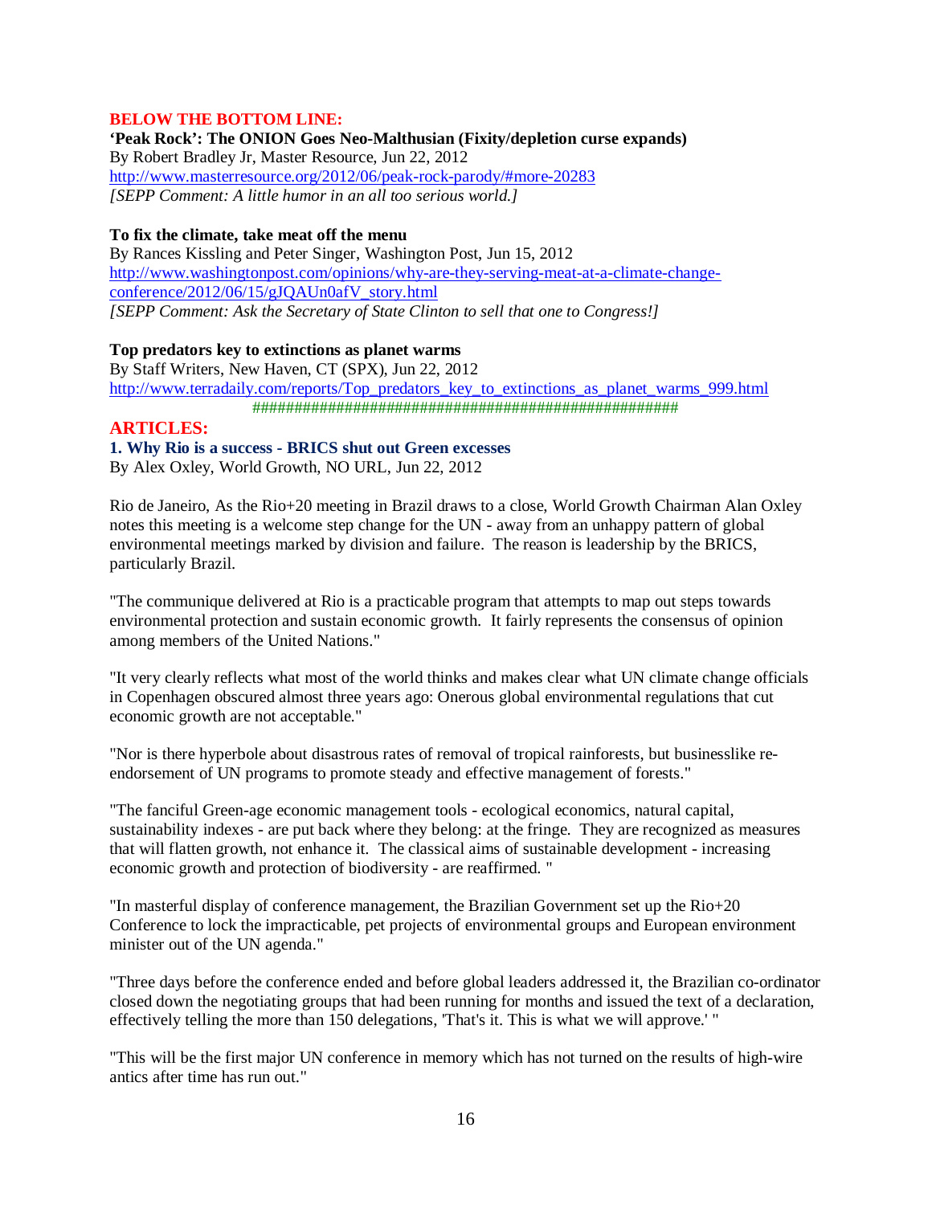## BELOW THE BOTTOM LINE:

**'Peak Rock': The ONION Goes Neo-Malthusian (Fixity/depletion curse expands)**
By Robert Bradley Jr, Master Resource, Jun 22, 2012
http://www.masterresource.org/2012/06/peak-rock-parody/#more-20283
*[SEPP Comment: A little humor in an all too serious world.]*

**To fix the climate, take meat off the menu**
By Rances Kissling and Peter Singer, Washington Post, Jun 15, 2012
http://www.washingtonpost.com/opinions/why-are-they-serving-meat-at-a-climate-change-conference/2012/06/15/gJQAUn0afV_story.html
*[SEPP Comment: Ask the Secretary of State Clinton to sell that one to Congress!]*

**Top predators key to extinctions as planet warms**
By Staff Writers, New Haven, CT (SPX), Jun 22, 2012
http://www.terradaily.com/reports/Top_predators_key_to_extinctions_as_planet_warms_999.html

###################################################

## ARTICLES:

### 1. Why Rio is a success - BRICS shut out Green excesses

By Alex Oxley, World Growth, NO URL, Jun 22, 2012

Rio de Janeiro, As the Rio+20 meeting in Brazil draws to a close, World Growth Chairman Alan Oxley notes this meeting is a welcome step change for the UN - away from an unhappy pattern of global environmental meetings marked by division and failure. The reason is leadership by the BRICS, particularly Brazil.

"The communique delivered at Rio is a practicable program that attempts to map out steps towards environmental protection and sustain economic growth. It fairly represents the consensus of opinion among members of the United Nations."

"It very clearly reflects what most of the world thinks and makes clear what UN climate change officials in Copenhagen obscured almost three years ago: Onerous global environmental regulations that cut economic growth are not acceptable."

"Nor is there hyperbole about disastrous rates of removal of tropical rainforests, but businesslike re-endorsement of UN programs to promote steady and effective management of forests."

"The fanciful Green-age economic management tools - ecological economics, natural capital, sustainability indexes - are put back where they belong: at the fringe. They are recognized as measures that will flatten growth, not enhance it. The classical aims of sustainable development - increasing economic growth and protection of biodiversity - are reaffirmed. "

"In masterful display of conference management, the Brazilian Government set up the Rio+20 Conference to lock the impracticable, pet projects of environmental groups and European environment minister out of the UN agenda."

"Three days before the conference ended and before global leaders addressed it, the Brazilian co-ordinator closed down the negotiating groups that had been running for months and issued the text of a declaration, effectively telling the more than 150 delegations, 'That's it. This is what we will approve.' "

"This will be the first major UN conference in memory which has not turned on the results of high-wire antics after time has run out."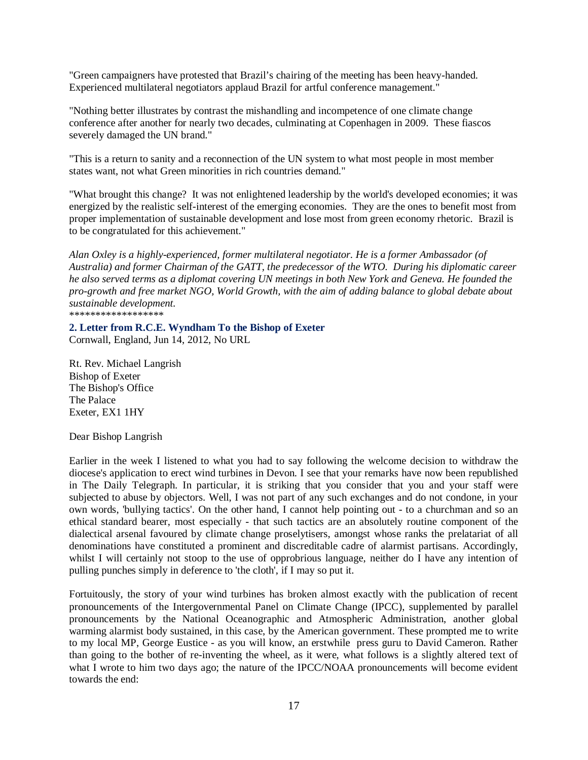"Green campaigners have protested that Brazil's chairing of the meeting has been heavy-handed. Experienced multilateral negotiators applaud Brazil for artful conference management."

"Nothing better illustrates by contrast the mishandling and incompetence of one climate change conference after another for nearly two decades, culminating at Copenhagen in 2009. These fiascos severely damaged the UN brand."

"This is a return to sanity and a reconnection of the UN system to what most people in most member states want, not what Green minorities in rich countries demand."

"What brought this change? It was not enlightened leadership by the world's developed economies; it was energized by the realistic self-interest of the emerging economies. They are the ones to benefit most from proper implementation of sustainable development and lose most from green economy rhetoric. Brazil is to be congratulated for this achievement."

*Alan Oxley is a highly-experienced, former multilateral negotiator. He is a former Ambassador (of Australia) and former Chairman of the GATT, the predecessor of the WTO. During his diplomatic career he also served terms as a diplomat covering UN meetings in both New York and Geneva. He founded the pro-growth and free market NGO, World Growth, with the aim of adding balance to global debate about sustainable development.*

*******************

**2. Letter from R.C.E. Wyndham To the Bishop of Exeter**

Cornwall, England, Jun 14, 2012, No URL

Rt. Rev. Michael Langrish
Bishop of Exeter
The Bishop's Office
The Palace
Exeter, EX1 1HY

Dear Bishop Langrish

Earlier in the week I listened to what you had to say following the welcome decision to withdraw the diocese's application to erect wind turbines in Devon. I see that your remarks have now been republished in The Daily Telegraph. In particular, it is striking that you consider that you and your staff were subjected to abuse by objectors. Well, I was not part of any such exchanges and do not condone, in your own words, 'bullying tactics'. On the other hand, I cannot help pointing out - to a churchman and so an ethical standard bearer, most especially - that such tactics are an absolutely routine component of the dialectical arsenal favoured by climate change proselytisers, amongst whose ranks the prelatariat of all denominations have constituted a prominent and discreditable cadre of alarmist partisans. Accordingly, whilst I will certainly not stoop to the use of opprobrious language, neither do I have any intention of pulling punches simply in deference to 'the cloth', if I may so put it.

Fortuitously, the story of your wind turbines has broken almost exactly with the publication of recent pronouncements of the Intergovernmental Panel on Climate Change (IPCC), supplemented by parallel pronouncements by the National Oceanographic and Atmospheric Administration, another global warming alarmist body sustained, in this case, by the American government. These prompted me to write to my local MP, George Eustice - as you will know, an erstwhile press guru to David Cameron. Rather than going to the bother of re-inventing the wheel, as it were, what follows is a slightly altered text of what I wrote to him two days ago; the nature of the IPCC/NOAA pronouncements will become evident towards the end: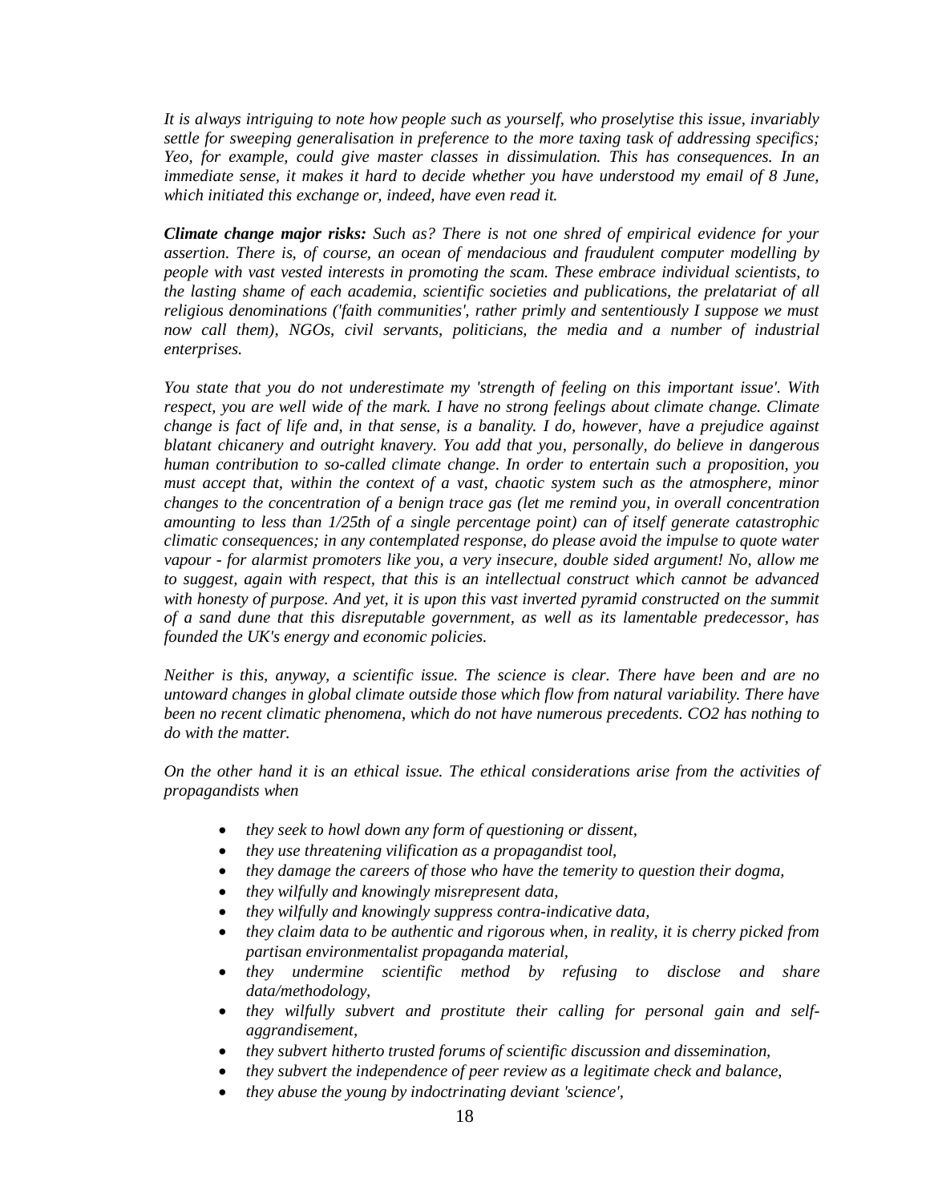*It is always intriguing to note how people such as yourself, who proselytise this issue, invariably settle for sweeping generalisation in preference to the more taxing task of addressing specifics; Yeo, for example, could give master classes in dissimulation. This has consequences. In an immediate sense, it makes it hard to decide whether you have understood my email of 8 June, which initiated this exchange or, indeed, have even read it.*

***Climate change major risks:*** *Such as? There is not one shred of empirical evidence for your assertion. There is, of course, an ocean of mendacious and fraudulent computer modelling by people with vast vested interests in promoting the scam. These embrace individual scientists, to the lasting shame of each academia, scientific societies and publications, the prelatariat of all religious denominations ('faith communities', rather primly and sententiously I suppose we must now call them), NGOs, civil servants, politicians, the media and a number of industrial enterprises.*

*You state that you do not underestimate my 'strength of feeling on this important issue'. With respect, you are well wide of the mark. I have no strong feelings about climate change. Climate change is fact of life and, in that sense, is a banality. I do, however, have a prejudice against blatant chicanery and outright knavery. You add that you, personally, do believe in dangerous human contribution to so-called climate change. In order to entertain such a proposition, you must accept that, within the context of a vast, chaotic system such as the atmosphere, minor changes to the concentration of a benign trace gas (let me remind you, in overall concentration amounting to less than 1/25th of a single percentage point) can of itself generate catastrophic climatic consequences; in any contemplated response, do please avoid the impulse to quote water vapour - for alarmist promoters like you, a very insecure, double sided argument! No, allow me to suggest, again with respect, that this is an intellectual construct which cannot be advanced with honesty of purpose. And yet, it is upon this vast inverted pyramid constructed on the summit of a sand dune that this disreputable government, as well as its lamentable predecessor, has founded the UK's energy and economic policies.*

*Neither is this, anyway, a scientific issue. The science is clear. There have been and are no untoward changes in global climate outside those which flow from natural variability. There have been no recent climatic phenomena, which do not have numerous precedents. CO2 has nothing to do with the matter.*

*On the other hand it is an ethical issue. The ethical considerations arise from the activities of propagandists when*

- *they seek to howl down any form of questioning or dissent,*
- *they use threatening vilification as a propagandist tool,*
- *they damage the careers of those who have the temerity to question their dogma,*
- *they wilfully and knowingly misrepresent data,*
- *they wilfully and knowingly suppress contra-indicative data,*
- *they claim data to be authentic and rigorous when, in reality, it is cherry picked from partisan environmentalist propaganda material,*
- *they undermine scientific method by refusing to disclose and share data/methodology,*
- *they wilfully subvert and prostitute their calling for personal gain and self-aggrandisement,*
- *they subvert hitherto trusted forums of scientific discussion and dissemination,*
- *they subvert the independence of peer review as a legitimate check and balance,*
- *they abuse the young by indoctrinating deviant 'science',*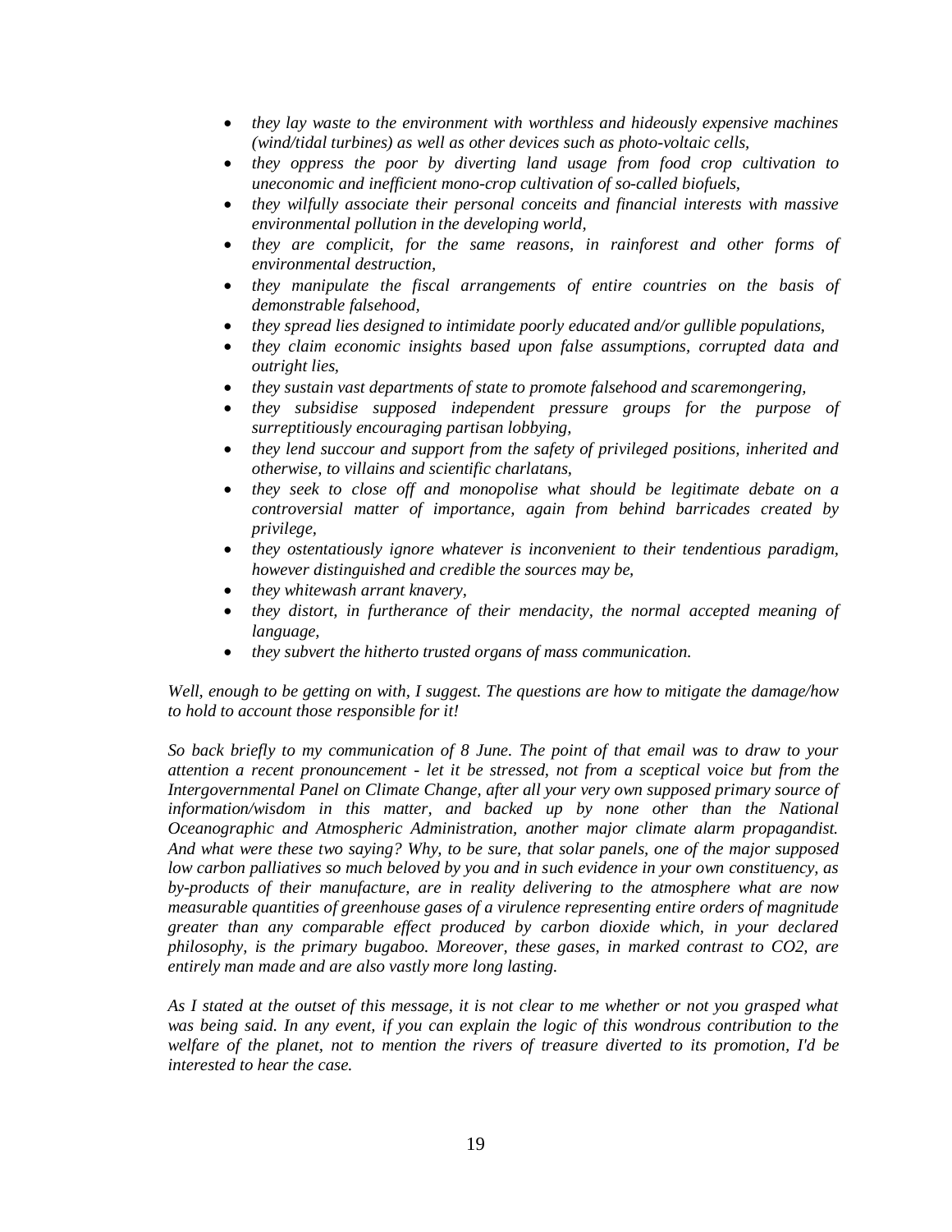- *they lay waste to the environment with worthless and hideously expensive machines (wind/tidal turbines) as well as other devices such as photo-voltaic cells,*
- *they oppress the poor by diverting land usage from food crop cultivation to uneconomic and inefficient mono-crop cultivation of so-called biofuels,*
- *they wilfully associate their personal conceits and financial interests with massive environmental pollution in the developing world,*
- *they are complicit, for the same reasons, in rainforest and other forms of environmental destruction,*
- *they manipulate the fiscal arrangements of entire countries on the basis of demonstrable falsehood,*
- *they spread lies designed to intimidate poorly educated and/or gullible populations,*
- *they claim economic insights based upon false assumptions, corrupted data and outright lies,*
- *they sustain vast departments of state to promote falsehood and scaremongering,*
- *they subsidise supposed independent pressure groups for the purpose of surreptitiously encouraging partisan lobbying,*
- *they lend succour and support from the safety of privileged positions, inherited and otherwise, to villains and scientific charlatans,*
- *they seek to close off and monopolise what should be legitimate debate on a controversial matter of importance, again from behind barricades created by privilege,*
- *they ostentatiously ignore whatever is inconvenient to their tendentious paradigm, however distinguished and credible the sources may be,*
- *they whitewash arrant knavery,*
- *they distort, in furtherance of their mendacity, the normal accepted meaning of language,*
- *they subvert the hitherto trusted organs of mass communication.*

*Well, enough to be getting on with, I suggest. The questions are how to mitigate the damage/how to hold to account those responsible for it!*

*So back briefly to my communication of 8 June. The point of that email was to draw to your attention a recent pronouncement - let it be stressed, not from a sceptical voice but from the Intergovernmental Panel on Climate Change, after all your very own supposed primary source of information/wisdom in this matter, and backed up by none other than the National Oceanographic and Atmospheric Administration, another major climate alarm propagandist. And what were these two saying? Why, to be sure, that solar panels, one of the major supposed low carbon palliatives so much beloved by you and in such evidence in your own constituency, as by-products of their manufacture, are in reality delivering to the atmosphere what are now measurable quantities of greenhouse gases of a virulence representing entire orders of magnitude greater than any comparable effect produced by carbon dioxide which, in your declared philosophy, is the primary bugaboo. Moreover, these gases, in marked contrast to CO2, are entirely man made and are also vastly more long lasting.*

*As I stated at the outset of this message, it is not clear to me whether or not you grasped what was being said. In any event, if you can explain the logic of this wondrous contribution to the welfare of the planet, not to mention the rivers of treasure diverted to its promotion, I'd be interested to hear the case.*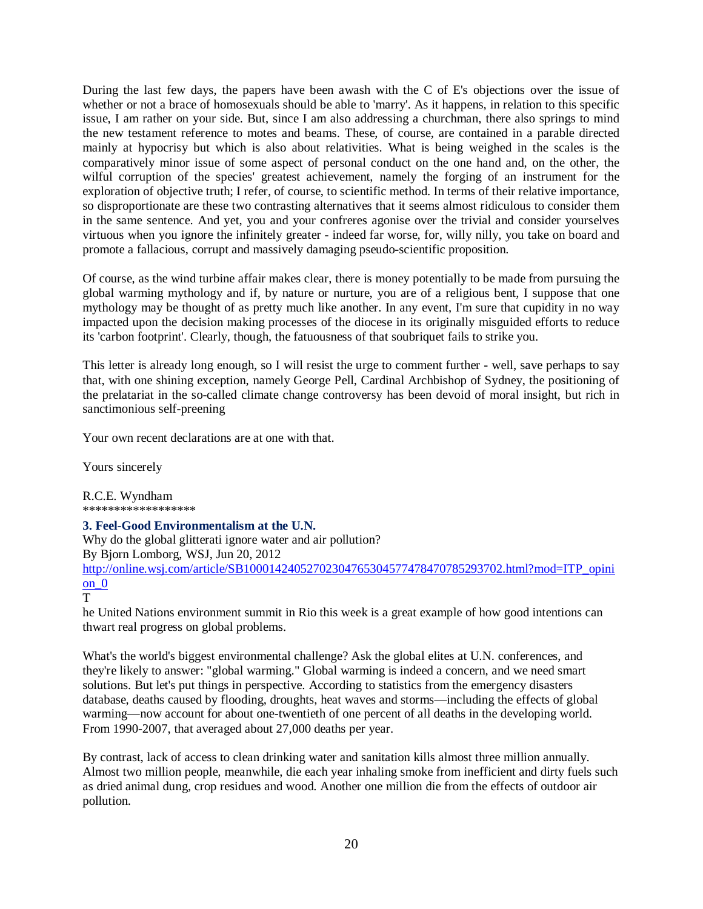During the last few days, the papers have been awash with the C of E's objections over the issue of whether or not a brace of homosexuals should be able to 'marry'. As it happens, in relation to this specific issue, I am rather on your side. But, since I am also addressing a churchman, there also springs to mind the new testament reference to motes and beams. These, of course, are contained in a parable directed mainly at hypocrisy but which is also about relativities. What is being weighed in the scales is the comparatively minor issue of some aspect of personal conduct on the one hand and, on the other, the wilful corruption of the species' greatest achievement, namely the forging of an instrument for the exploration of objective truth; I refer, of course, to scientific method. In terms of their relative importance, so disproportionate are these two contrasting alternatives that it seems almost ridiculous to consider them in the same sentence. And yet, you and your confreres agonise over the trivial and consider yourselves virtuous when you ignore the infinitely greater - indeed far worse, for, willy nilly, you take on board and promote a fallacious, corrupt and massively damaging pseudo-scientific proposition.

Of course, as the wind turbine affair makes clear, there is money potentially to be made from pursuing the global warming mythology and if, by nature or nurture, you are of a religious bent, I suppose that one mythology may be thought of as pretty much like another. In any event, I'm sure that cupidity in no way impacted upon the decision making processes of the diocese in its originally misguided efforts to reduce its 'carbon footprint'. Clearly, though, the fatuousness of that soubriquet fails to strike you.

This letter is already long enough, so I will resist the urge to comment further - well, save perhaps to say that, with one shining exception, namely George Pell, Cardinal Archbishop of Sydney, the positioning of the prelatariat in the so-called climate change controversy has been devoid of moral insight, but rich in sanctimonious self-preening

Your own recent declarations are at one with that.

Yours sincerely

R.C.E. Wyndham
******************

### 3. Feel-Good Environmentalism at the U.N.

Why do the global glitterati ignore water and air pollution?
By Bjorn Lomborg, WSJ, Jun 20, 2012
http://online.wsj.com/article/SB10001424052702304765304577478470785293702.html?mod=ITP_opinion_0

The United Nations environment summit in Rio this week is a great example of how good intentions can thwart real progress on global problems.

What's the world's biggest environmental challenge? Ask the global elites at U.N. conferences, and they're likely to answer: "global warming." Global warming is indeed a concern, and we need smart solutions. But let's put things in perspective. According to statistics from the emergency disasters database, deaths caused by flooding, droughts, heat waves and storms—including the effects of global warming—now account for about one-twentieth of one percent of all deaths in the developing world. From 1990-2007, that averaged about 27,000 deaths per year.

By contrast, lack of access to clean drinking water and sanitation kills almost three million annually. Almost two million people, meanwhile, die each year inhaling smoke from inefficient and dirty fuels such as dried animal dung, crop residues and wood. Another one million die from the effects of outdoor air pollution.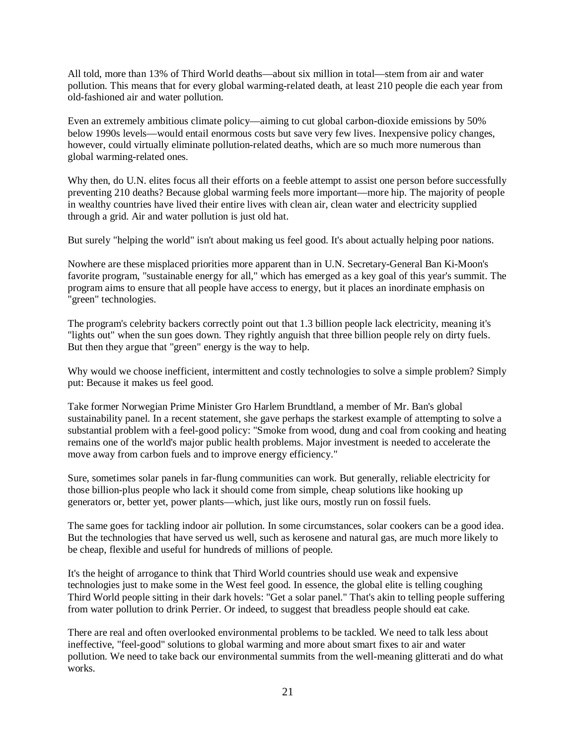All told, more than 13% of Third World deaths—about six million in total—stem from air and water pollution. This means that for every global warming-related death, at least 210 people die each year from old-fashioned air and water pollution.

Even an extremely ambitious climate policy—aiming to cut global carbon-dioxide emissions by 50% below 1990s levels—would entail enormous costs but save very few lives. Inexpensive policy changes, however, could virtually eliminate pollution-related deaths, which are so much more numerous than global warming-related ones.

Why then, do U.N. elites focus all their efforts on a feeble attempt to assist one person before successfully preventing 210 deaths? Because global warming feels more important—more hip. The majority of people in wealthy countries have lived their entire lives with clean air, clean water and electricity supplied through a grid. Air and water pollution is just old hat.

But surely "helping the world" isn't about making us feel good. It's about actually helping poor nations.

Nowhere are these misplaced priorities more apparent than in U.N. Secretary-General Ban Ki-Moon's favorite program, "sustainable energy for all," which has emerged as a key goal of this year's summit. The program aims to ensure that all people have access to energy, but it places an inordinate emphasis on "green" technologies.

The program's celebrity backers correctly point out that 1.3 billion people lack electricity, meaning it's "lights out" when the sun goes down. They rightly anguish that three billion people rely on dirty fuels. But then they argue that "green" energy is the way to help.

Why would we choose inefficient, intermittent and costly technologies to solve a simple problem? Simply put: Because it makes us feel good.

Take former Norwegian Prime Minister Gro Harlem Brundtland, a member of Mr. Ban's global sustainability panel. In a recent statement, she gave perhaps the starkest example of attempting to solve a substantial problem with a feel-good policy: "Smoke from wood, dung and coal from cooking and heating remains one of the world's major public health problems. Major investment is needed to accelerate the move away from carbon fuels and to improve energy efficiency."

Sure, sometimes solar panels in far-flung communities can work. But generally, reliable electricity for those billion-plus people who lack it should come from simple, cheap solutions like hooking up generators or, better yet, power plants—which, just like ours, mostly run on fossil fuels.

The same goes for tackling indoor air pollution. In some circumstances, solar cookers can be a good idea. But the technologies that have served us well, such as kerosene and natural gas, are much more likely to be cheap, flexible and useful for hundreds of millions of people.

It's the height of arrogance to think that Third World countries should use weak and expensive technologies just to make some in the West feel good. In essence, the global elite is telling coughing Third World people sitting in their dark hovels: "Get a solar panel." That's akin to telling people suffering from water pollution to drink Perrier. Or indeed, to suggest that breadless people should eat cake.

There are real and often overlooked environmental problems to be tackled. We need to talk less about ineffective, "feel-good" solutions to global warming and more about smart fixes to air and water pollution. We need to take back our environmental summits from the well-meaning glitterati and do what works.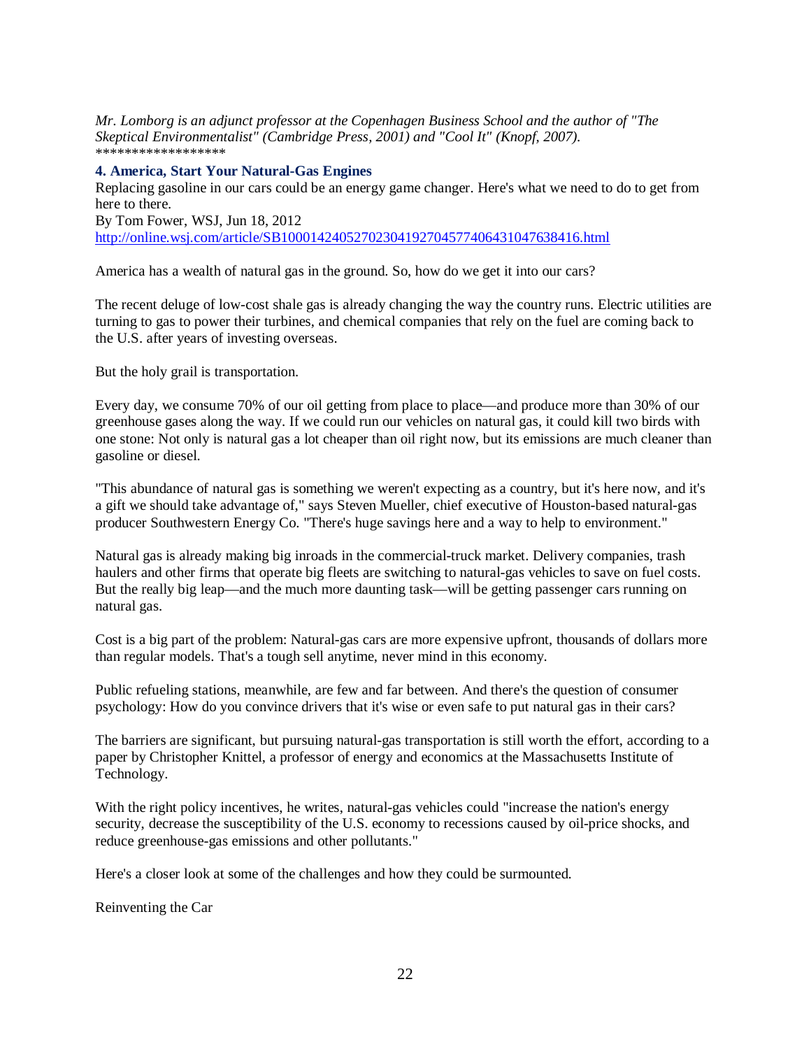*Mr. Lomborg is an adjunct professor at the Copenhagen Business School and the author of "The Skeptical Environmentalist" (Cambridge Press, 2001) and "Cool It" (Knopf, 2007).*
******************

### 4. America, Start Your Natural-Gas Engines

Replacing gasoline in our cars could be an energy game changer. Here's what we need to do to get from here to there.
By Tom Fower, WSJ, Jun 18, 2012
http://online.wsj.com/article/SB10001424052702304192704577406431047638416.html

America has a wealth of natural gas in the ground. So, how do we get it into our cars?

The recent deluge of low-cost shale gas is already changing the way the country runs. Electric utilities are turning to gas to power their turbines, and chemical companies that rely on the fuel are coming back to the U.S. after years of investing overseas.

But the holy grail is transportation.

Every day, we consume 70% of our oil getting from place to place—and produce more than 30% of our greenhouse gases along the way. If we could run our vehicles on natural gas, it could kill two birds with one stone: Not only is natural gas a lot cheaper than oil right now, but its emissions are much cleaner than gasoline or diesel.

"This abundance of natural gas is something we weren't expecting as a country, but it's here now, and it's a gift we should take advantage of," says Steven Mueller, chief executive of Houston-based natural-gas producer Southwestern Energy Co. "There's huge savings here and a way to help to environment."

Natural gas is already making big inroads in the commercial-truck market. Delivery companies, trash haulers and other firms that operate big fleets are switching to natural-gas vehicles to save on fuel costs. But the really big leap—and the much more daunting task—will be getting passenger cars running on natural gas.

Cost is a big part of the problem: Natural-gas cars are more expensive upfront, thousands of dollars more than regular models. That's a tough sell anytime, never mind in this economy.

Public refueling stations, meanwhile, are few and far between. And there's the question of consumer psychology: How do you convince drivers that it's wise or even safe to put natural gas in their cars?

The barriers are significant, but pursuing natural-gas transportation is still worth the effort, according to a paper by Christopher Knittel, a professor of energy and economics at the Massachusetts Institute of Technology.

With the right policy incentives, he writes, natural-gas vehicles could "increase the nation's energy security, decrease the susceptibility of the U.S. economy to recessions caused by oil-price shocks, and reduce greenhouse-gas emissions and other pollutants."

Here's a closer look at some of the challenges and how they could be surmounted.

Reinventing the Car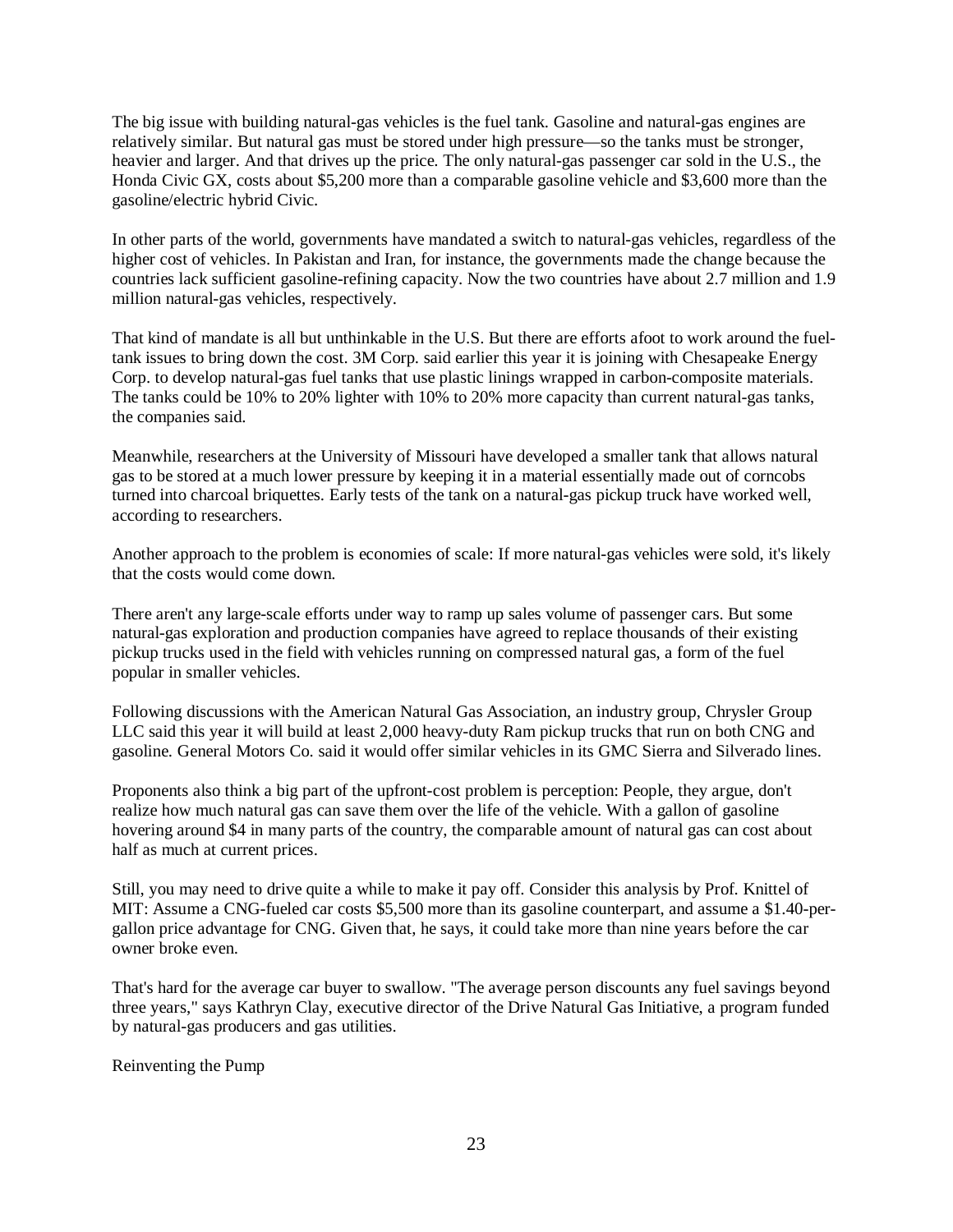The big issue with building natural-gas vehicles is the fuel tank. Gasoline and natural-gas engines are relatively similar. But natural gas must be stored under high pressure—so the tanks must be stronger, heavier and larger. And that drives up the price. The only natural-gas passenger car sold in the U.S., the Honda Civic GX, costs about $5,200 more than a comparable gasoline vehicle and $3,600 more than the gasoline/electric hybrid Civic.

In other parts of the world, governments have mandated a switch to natural-gas vehicles, regardless of the higher cost of vehicles. In Pakistan and Iran, for instance, the governments made the change because the countries lack sufficient gasoline-refining capacity. Now the two countries have about 2.7 million and 1.9 million natural-gas vehicles, respectively.

That kind of mandate is all but unthinkable in the U.S. But there are efforts afoot to work around the fuel-tank issues to bring down the cost. 3M Corp. said earlier this year it is joining with Chesapeake Energy Corp. to develop natural-gas fuel tanks that use plastic linings wrapped in carbon-composite materials. The tanks could be 10% to 20% lighter with 10% to 20% more capacity than current natural-gas tanks, the companies said.

Meanwhile, researchers at the University of Missouri have developed a smaller tank that allows natural gas to be stored at a much lower pressure by keeping it in a material essentially made out of corncobs turned into charcoal briquettes. Early tests of the tank on a natural-gas pickup truck have worked well, according to researchers.

Another approach to the problem is economies of scale: If more natural-gas vehicles were sold, it's likely that the costs would come down.

There aren't any large-scale efforts under way to ramp up sales volume of passenger cars. But some natural-gas exploration and production companies have agreed to replace thousands of their existing pickup trucks used in the field with vehicles running on compressed natural gas, a form of the fuel popular in smaller vehicles.

Following discussions with the American Natural Gas Association, an industry group, Chrysler Group LLC said this year it will build at least 2,000 heavy-duty Ram pickup trucks that run on both CNG and gasoline. General Motors Co. said it would offer similar vehicles in its GMC Sierra and Silverado lines.

Proponents also think a big part of the upfront-cost problem is perception: People, they argue, don't realize how much natural gas can save them over the life of the vehicle. With a gallon of gasoline hovering around $4 in many parts of the country, the comparable amount of natural gas can cost about half as much at current prices.

Still, you may need to drive quite a while to make it pay off. Consider this analysis by Prof. Knittel of MIT: Assume a CNG-fueled car costs $5,500 more than its gasoline counterpart, and assume a $1.40-per-gallon price advantage for CNG. Given that, he says, it could take more than nine years before the car owner broke even.

That's hard for the average car buyer to swallow. "The average person discounts any fuel savings beyond three years," says Kathryn Clay, executive director of the Drive Natural Gas Initiative, a program funded by natural-gas producers and gas utilities.

Reinventing the Pump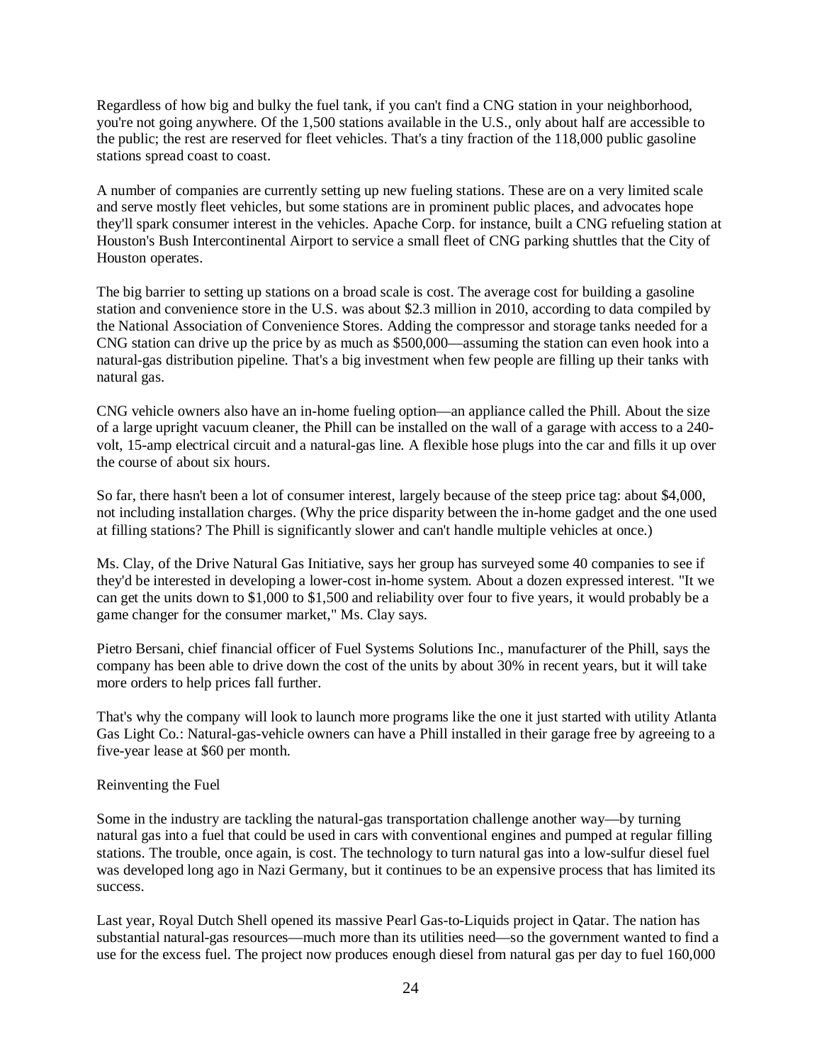Regardless of how big and bulky the fuel tank, if you can't find a CNG station in your neighborhood, you're not going anywhere. Of the 1,500 stations available in the U.S., only about half are accessible to the public; the rest are reserved for fleet vehicles. That's a tiny fraction of the 118,000 public gasoline stations spread coast to coast.

A number of companies are currently setting up new fueling stations. These are on a very limited scale and serve mostly fleet vehicles, but some stations are in prominent public places, and advocates hope they'll spark consumer interest in the vehicles. Apache Corp. for instance, built a CNG refueling station at Houston's Bush Intercontinental Airport to service a small fleet of CNG parking shuttles that the City of Houston operates.

The big barrier to setting up stations on a broad scale is cost. The average cost for building a gasoline station and convenience store in the U.S. was about $2.3 million in 2010, according to data compiled by the National Association of Convenience Stores. Adding the compressor and storage tanks needed for a CNG station can drive up the price by as much as $500,000—assuming the station can even hook into a natural-gas distribution pipeline. That's a big investment when few people are filling up their tanks with natural gas.

CNG vehicle owners also have an in-home fueling option—an appliance called the Phill. About the size of a large upright vacuum cleaner, the Phill can be installed on the wall of a garage with access to a 240-volt, 15-amp electrical circuit and a natural-gas line. A flexible hose plugs into the car and fills it up over the course of about six hours.

So far, there hasn't been a lot of consumer interest, largely because of the steep price tag: about $4,000, not including installation charges. (Why the price disparity between the in-home gadget and the one used at filling stations? The Phill is significantly slower and can't handle multiple vehicles at once.)

Ms. Clay, of the Drive Natural Gas Initiative, says her group has surveyed some 40 companies to see if they'd be interested in developing a lower-cost in-home system. About a dozen expressed interest. "If we can get the units down to $1,000 to $1,500 and reliability over four to five years, it would probably be a game changer for the consumer market," Ms. Clay says.

Pietro Bersani, chief financial officer of Fuel Systems Solutions Inc., manufacturer of the Phill, says the company has been able to drive down the cost of the units by about 30% in recent years, but it will take more orders to help prices fall further.

That's why the company will look to launch more programs like the one it just started with utility Atlanta Gas Light Co.: Natural-gas-vehicle owners can have a Phill installed in their garage free by agreeing to a five-year lease at $60 per month.

Reinventing the Fuel

Some in the industry are tackling the natural-gas transportation challenge another way—by turning natural gas into a fuel that could be used in cars with conventional engines and pumped at regular filling stations. The trouble, once again, is cost. The technology to turn natural gas into a low-sulfur diesel fuel was developed long ago in Nazi Germany, but it continues to be an expensive process that has limited its success.

Last year, Royal Dutch Shell opened its massive Pearl Gas-to-Liquids project in Qatar. The nation has substantial natural-gas resources—much more than its utilities need—so the government wanted to find a use for the excess fuel. The project now produces enough diesel from natural gas per day to fuel 160,000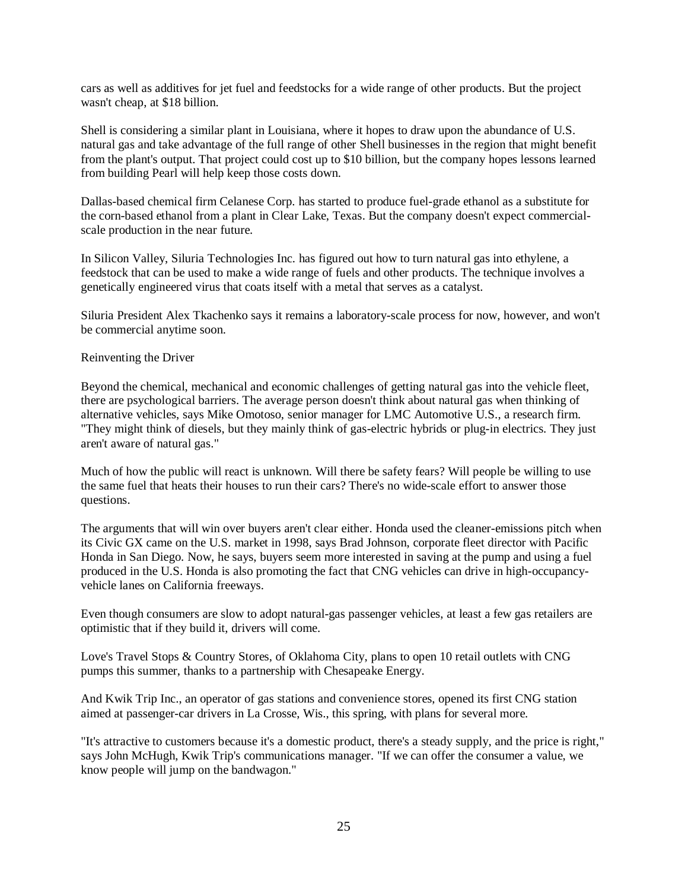cars as well as additives for jet fuel and feedstocks for a wide range of other products. But the project wasn't cheap, at $18 billion.

Shell is considering a similar plant in Louisiana, where it hopes to draw upon the abundance of U.S. natural gas and take advantage of the full range of other Shell businesses in the region that might benefit from the plant's output. That project could cost up to $10 billion, but the company hopes lessons learned from building Pearl will help keep those costs down.

Dallas-based chemical firm Celanese Corp. has started to produce fuel-grade ethanol as a substitute for the corn-based ethanol from a plant in Clear Lake, Texas. But the company doesn't expect commercial-scale production in the near future.

In Silicon Valley, Siluria Technologies Inc. has figured out how to turn natural gas into ethylene, a feedstock that can be used to make a wide range of fuels and other products. The technique involves a genetically engineered virus that coats itself with a metal that serves as a catalyst.

Siluria President Alex Tkachenko says it remains a laboratory-scale process for now, however, and won't be commercial anytime soon.

## Reinventing the Driver

Beyond the chemical, mechanical and economic challenges of getting natural gas into the vehicle fleet, there are psychological barriers. The average person doesn't think about natural gas when thinking of alternative vehicles, says Mike Omotoso, senior manager for LMC Automotive U.S., a research firm. "They might think of diesels, but they mainly think of gas-electric hybrids or plug-in electrics. They just aren't aware of natural gas."

Much of how the public will react is unknown. Will there be safety fears? Will people be willing to use the same fuel that heats their houses to run their cars? There's no wide-scale effort to answer those questions.

The arguments that will win over buyers aren't clear either. Honda used the cleaner-emissions pitch when its Civic GX came on the U.S. market in 1998, says Brad Johnson, corporate fleet director with Pacific Honda in San Diego. Now, he says, buyers seem more interested in saving at the pump and using a fuel produced in the U.S. Honda is also promoting the fact that CNG vehicles can drive in high-occupancy-vehicle lanes on California freeways.

Even though consumers are slow to adopt natural-gas passenger vehicles, at least a few gas retailers are optimistic that if they build it, drivers will come.

Love's Travel Stops & Country Stores, of Oklahoma City, plans to open 10 retail outlets with CNG pumps this summer, thanks to a partnership with Chesapeake Energy.

And Kwik Trip Inc., an operator of gas stations and convenience stores, opened its first CNG station aimed at passenger-car drivers in La Crosse, Wis., this spring, with plans for several more.

"It's attractive to customers because it's a domestic product, there's a steady supply, and the price is right," says John McHugh, Kwik Trip's communications manager. "If we can offer the consumer a value, we know people will jump on the bandwagon."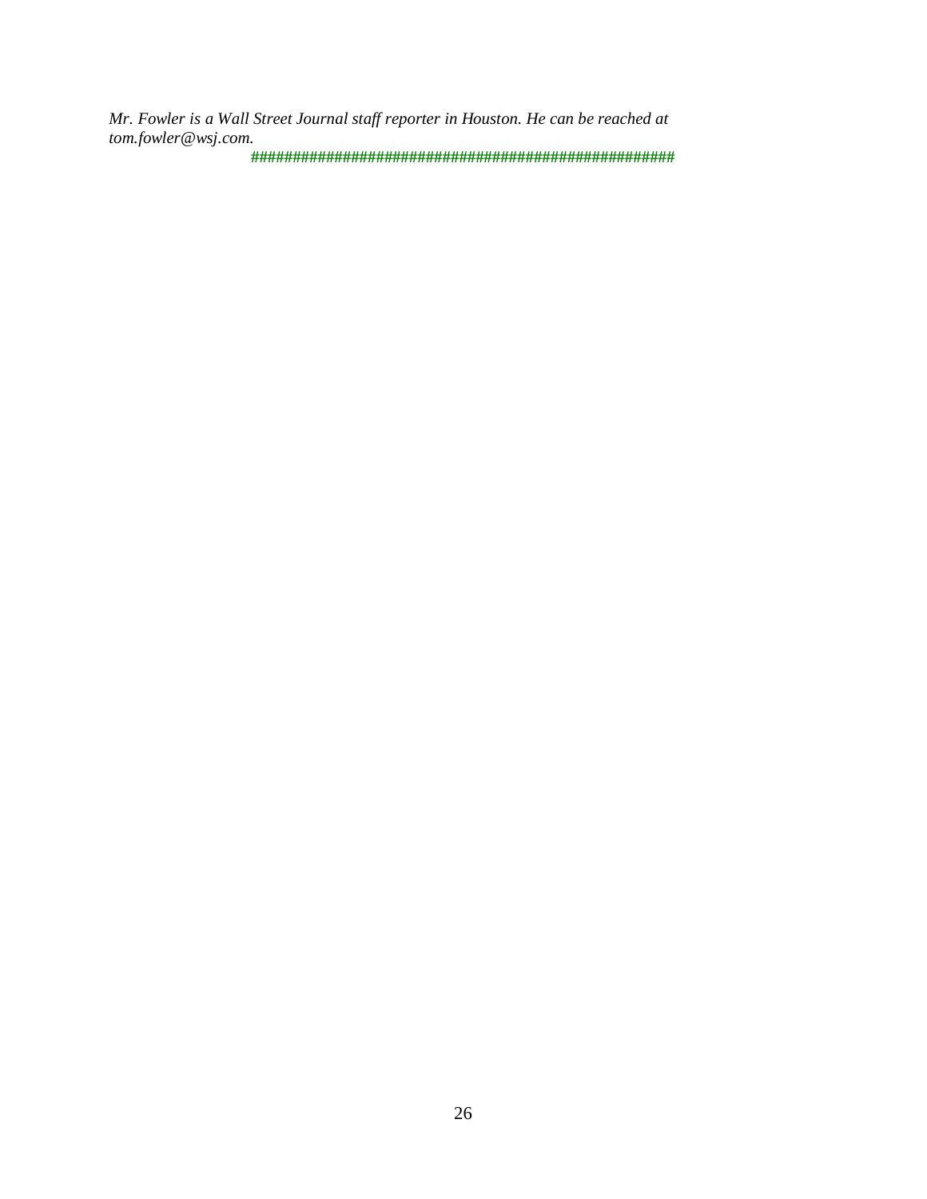*Mr. Fowler is a Wall Street Journal staff reporter in Houston. He can be reached at tom.fowler@wsj.com.*

####################################################